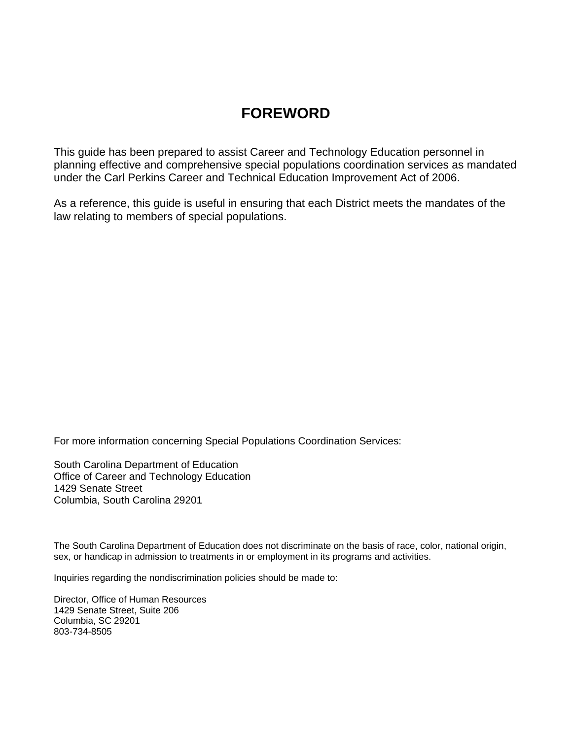# FOREWORD

This guide has been prepared to assist Career and Technology Education personnel in planning effective and comprehensive special populations coordination services as mandated under the Carl Perkins Career and Technical Education Improvement Act of 2006.

As a reference, this guide is useful in ensuring that each District meets the mandates of the law relating to members of special populations.

For more information concerning Special Populations Coordination Services:

South Carolina Department of Education
Office of Career and Technology Education
1429 Senate Street
Columbia, South Carolina 29201

The South Carolina Department of Education does not discriminate on the basis of race, color, national origin, sex, or handicap in admission to treatments in or employment in its programs and activities.

Inquiries regarding the nondiscrimination policies should be made to:

Director, Office of Human Resources
1429 Senate Street, Suite 206
Columbia, SC 29201
803-734-8505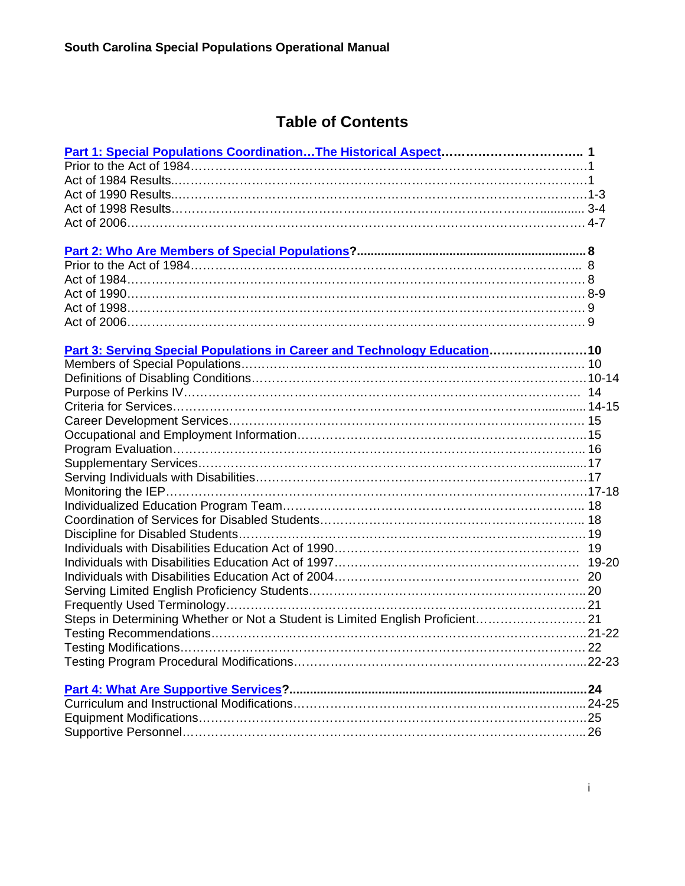# Table of Contents

**Part 1: Special Populations Coordination…The Historical Aspect……………………………. 1**
Prior to the Act of 1984…………………………………………………………………………………1
Act of 1984 Results..…………………………………………………………………………………1
Act of 1990 Results..……………………………………………………………………………………1-3
Act of 1998 Results……………………………………………………………………................ 3-4
Act of 2006…………………………………………………………………………………………. 4-7

**Part 2: Who Are Members of Special Populations?................................................................. 8**
Prior to the Act of 1984………………………………………………………………………….. 8
Act of 1984……………………………………………………………………………………………. 8
Act of 1990……………………………………………………………………………………………. 8-9
Act of 1998……………………………………………………………………………………………. 9
Act of 2006……………………………………………………………………………………………. 9

**Part 3: Serving Special Populations in Career and Technology Education……………………10**
Members of Special Populations………………………………………………………………………. 10
Definitions of Disabling Conditions…………………………………………………………………10-14
Purpose of Perkins IV…………………………………………………………………………………. 14
Criteria for Services………………………………………………………………………………...........14-15
Career Development Services…………………………………………………………………………. 15
Occupational and Employment Information……………………………………………………………..15
Program Evaluation………………………………………………………………………………….. 16
Supplementary Services……………………………………………………………………..............17
Serving Individuals with Disabilities……………………………………………………………………17
Monitoring the IEP……………………………………………………………………………………17-18
Individualized Education Program Team………………………………………………………………….. 18
Coordination of Services for Disabled Students……………………………………………………….. 18
Discipline for Disabled Students…………………………………………………………………………19
Individuals with Disabilities Education Act of 1990……………………………………………………… 19
Individuals with Disabilities Education Act of 1997……………………………………………………… 19-20
Individuals with Disabilities Education Act of 2004……………………………………………………… 20
Serving Limited English Proficiency Students…………………………………………………………..20
Frequently Used Terminology…………………………………………………………………………21
Steps in Determining Whether or Not a Student is Limited English Proficient……………………… 21
Testing Recommendations……………………………………………………………………………..21-22
Testing Modifications………………………………………………………………………………… 22
Testing Program Procedural Modifications……………………………………………………………..22-23

**Part 4: What Are Supportive Services?.......................................................................................24**
Curriculum and Instructional Modifications………………………………………………………………..24-25
Equipment Modifications………………………………………………………………………………25
Supportive Personnel……………………………………………………………………………………..26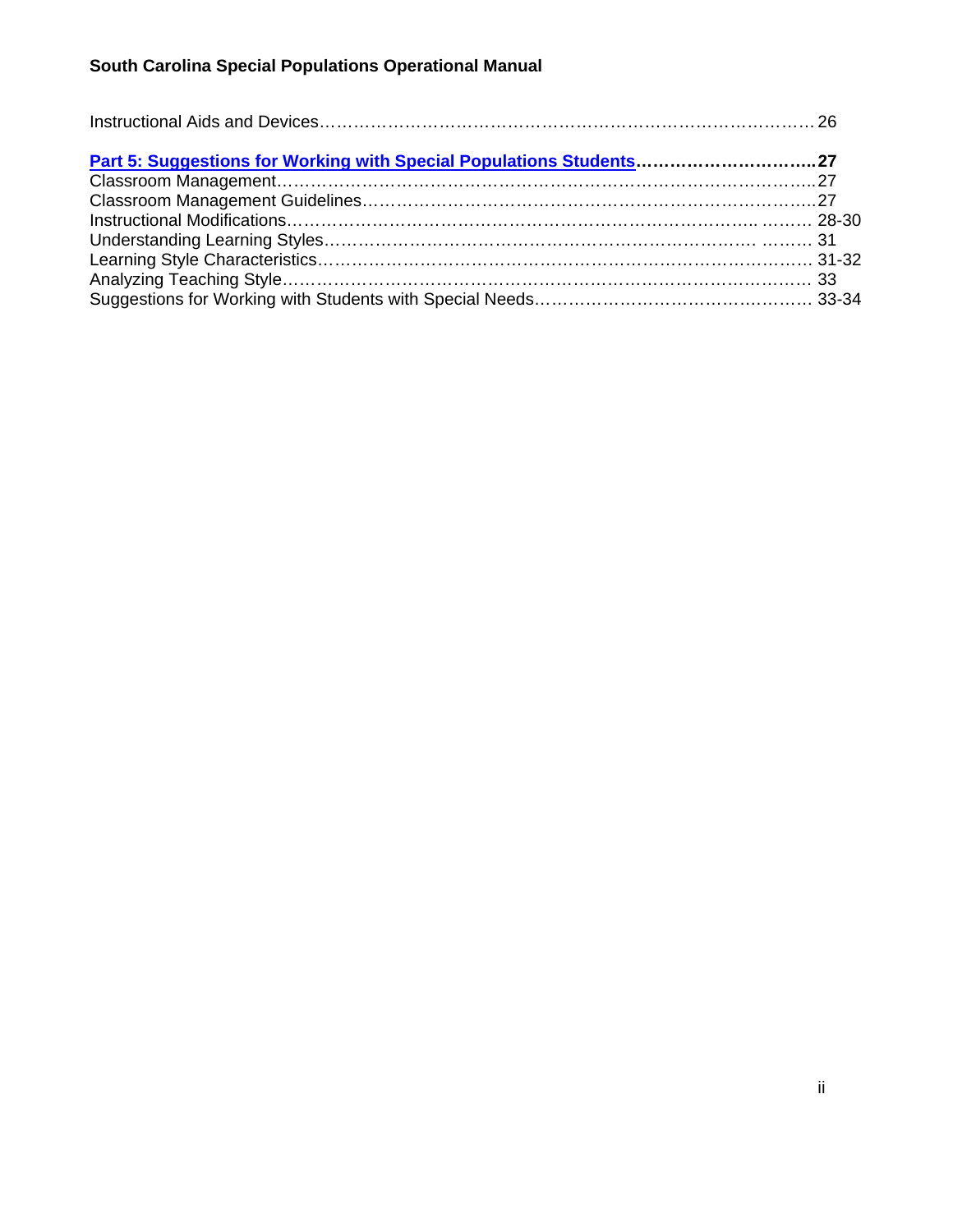Instructional Aids and Devices………………………………………………………………………… 26

**Part 5: Suggestions for Working with Special Populations Students…………………………..27**
Classroom Management…………………………………………………………………………………..27
Classroom Management Guidelines……………………………………………………………………..27
Instructional Modifications……………………………………………………………………… ……… 28-30
Understanding Learning Styles…………………………………………………………………. ……… 31
Learning Style Characteristics…………………………………………………………………………… 31-32
Analyzing Teaching Style………………………………………………………………………………… 33
Suggestions for Working with Students with Special Needs………………………………………… 33-34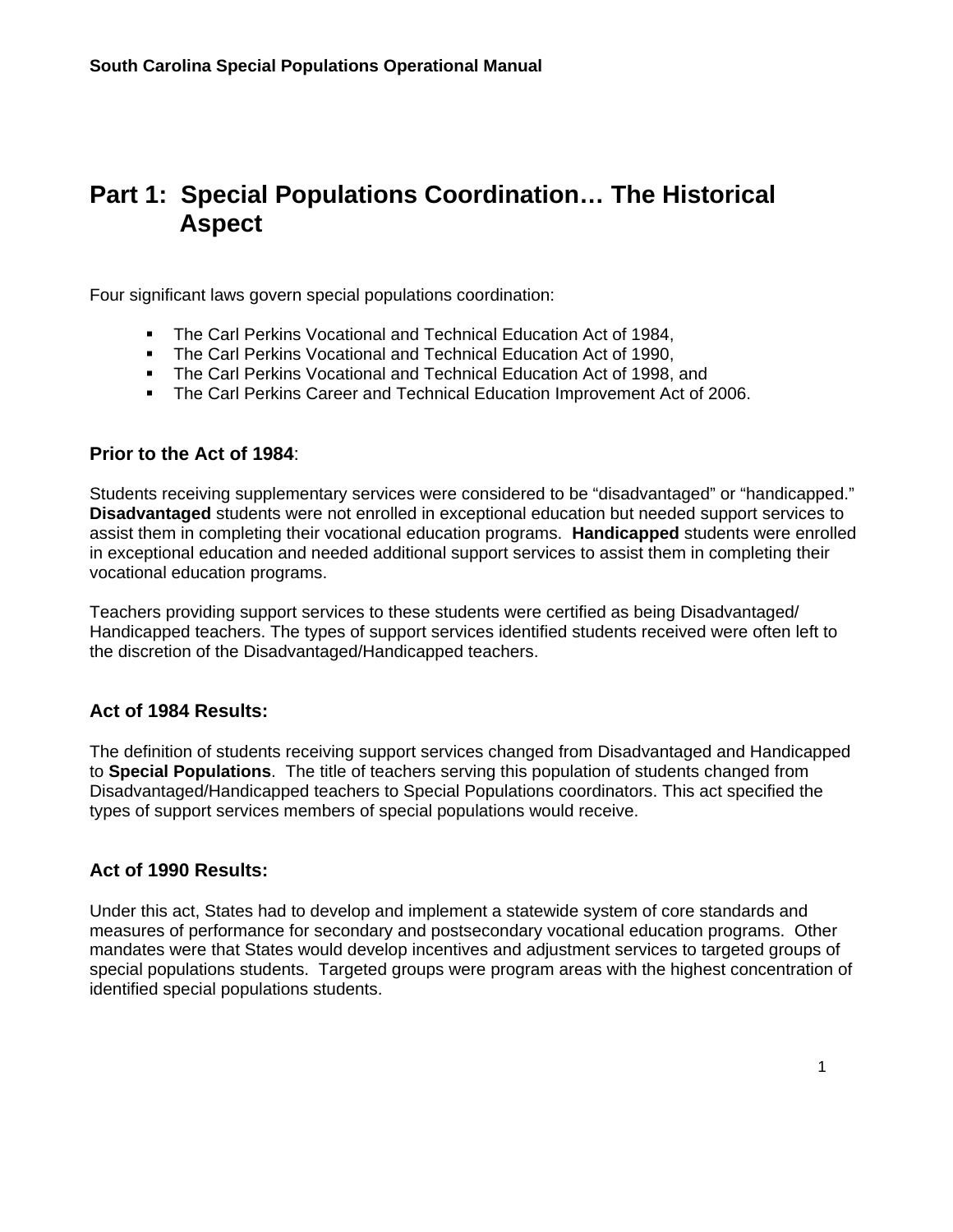# Part 1: Special Populations Coordination… The Historical Aspect

Four significant laws govern special populations coordination:

- The Carl Perkins Vocational and Technical Education Act of 1984,
- The Carl Perkins Vocational and Technical Education Act of 1990,
- The Carl Perkins Vocational and Technical Education Act of 1998, and
- The Carl Perkins Career and Technical Education Improvement Act of 2006.

## Prior to the Act of 1984:

Students receiving supplementary services were considered to be "disadvantaged" or "handicapped." **Disadvantaged** students were not enrolled in exceptional education but needed support services to assist them in completing their vocational education programs. **Handicapped** students were enrolled in exceptional education and needed additional support services to assist them in completing their vocational education programs.

Teachers providing support services to these students were certified as being Disadvantaged/ Handicapped teachers. The types of support services identified students received were often left to the discretion of the Disadvantaged/Handicapped teachers.

## Act of 1984 Results:

The definition of students receiving support services changed from Disadvantaged and Handicapped to **Special Populations**. The title of teachers serving this population of students changed from Disadvantaged/Handicapped teachers to Special Populations coordinators. This act specified the types of support services members of special populations would receive.

## Act of 1990 Results:

Under this act, States had to develop and implement a statewide system of core standards and measures of performance for secondary and postsecondary vocational education programs. Other mandates were that States would develop incentives and adjustment services to targeted groups of special populations students. Targeted groups were program areas with the highest concentration of identified special populations students.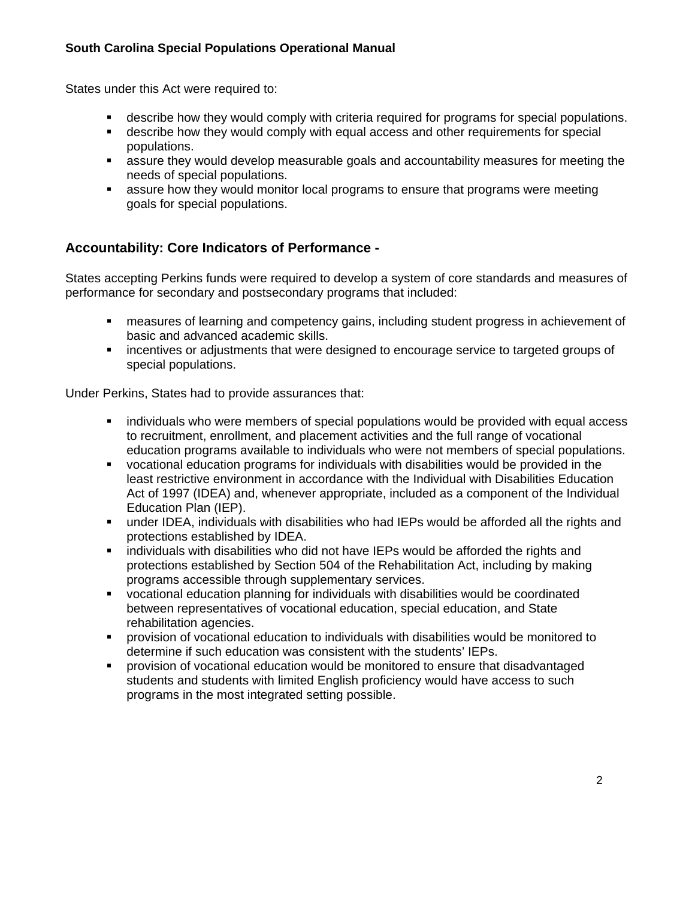States under this Act were required to:

- describe how they would comply with criteria required for programs for special populations.
- describe how they would comply with equal access and other requirements for special populations.
- assure they would develop measurable goals and accountability measures for meeting the needs of special populations.
- assure how they would monitor local programs to ensure that programs were meeting goals for special populations.

## Accountability: Core Indicators of Performance -

States accepting Perkins funds were required to develop a system of core standards and measures of performance for secondary and postsecondary programs that included:

- measures of learning and competency gains, including student progress in achievement of basic and advanced academic skills.
- incentives or adjustments that were designed to encourage service to targeted groups of special populations.

Under Perkins, States had to provide assurances that:

- individuals who were members of special populations would be provided with equal access to recruitment, enrollment, and placement activities and the full range of vocational education programs available to individuals who were not members of special populations.
- vocational education programs for individuals with disabilities would be provided in the least restrictive environment in accordance with the Individual with Disabilities Education Act of 1997 (IDEA) and, whenever appropriate, included as a component of the Individual Education Plan (IEP).
- under IDEA, individuals with disabilities who had IEPs would be afforded all the rights and protections established by IDEA.
- individuals with disabilities who did not have IEPs would be afforded the rights and protections established by Section 504 of the Rehabilitation Act, including by making programs accessible through supplementary services.
- vocational education planning for individuals with disabilities would be coordinated between representatives of vocational education, special education, and State rehabilitation agencies.
- provision of vocational education to individuals with disabilities would be monitored to determine if such education was consistent with the students' IEPs.
- provision of vocational education would be monitored to ensure that disadvantaged students and students with limited English proficiency would have access to such programs in the most integrated setting possible.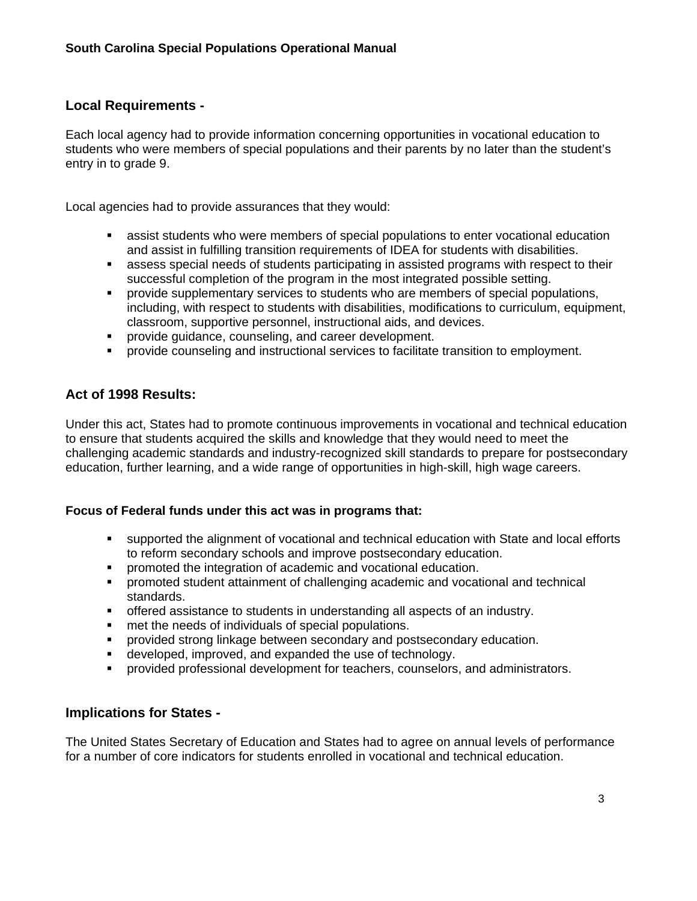### Local Requirements -

Each local agency had to provide information concerning opportunities in vocational education to students who were members of special populations and their parents by no later than the student's entry in to grade 9.

Local agencies had to provide assurances that they would:

- assist students who were members of special populations to enter vocational education and assist in fulfilling transition requirements of IDEA for students with disabilities.
- assess special needs of students participating in assisted programs with respect to their successful completion of the program in the most integrated possible setting.
- provide supplementary services to students who are members of special populations, including, with respect to students with disabilities, modifications to curriculum, equipment, classroom, supportive personnel, instructional aids, and devices.
- provide guidance, counseling, and career development.
- provide counseling and instructional services to facilitate transition to employment.

### Act of 1998 Results:

Under this act, States had to promote continuous improvements in vocational and technical education to ensure that students acquired the skills and knowledge that they would need to meet the challenging academic standards and industry-recognized skill standards to prepare for postsecondary education, further learning, and a wide range of opportunities in high-skill, high wage careers.

**Focus of Federal funds under this act was in programs that:**

- supported the alignment of vocational and technical education with State and local efforts to reform secondary schools and improve postsecondary education.
- promoted the integration of academic and vocational education.
- promoted student attainment of challenging academic and vocational and technical standards.
- offered assistance to students in understanding all aspects of an industry.
- met the needs of individuals of special populations.
- provided strong linkage between secondary and postsecondary education.
- developed, improved, and expanded the use of technology.
- provided professional development for teachers, counselors, and administrators.

### Implications for States -

The United States Secretary of Education and States had to agree on annual levels of performance for a number of core indicators for students enrolled in vocational and technical education.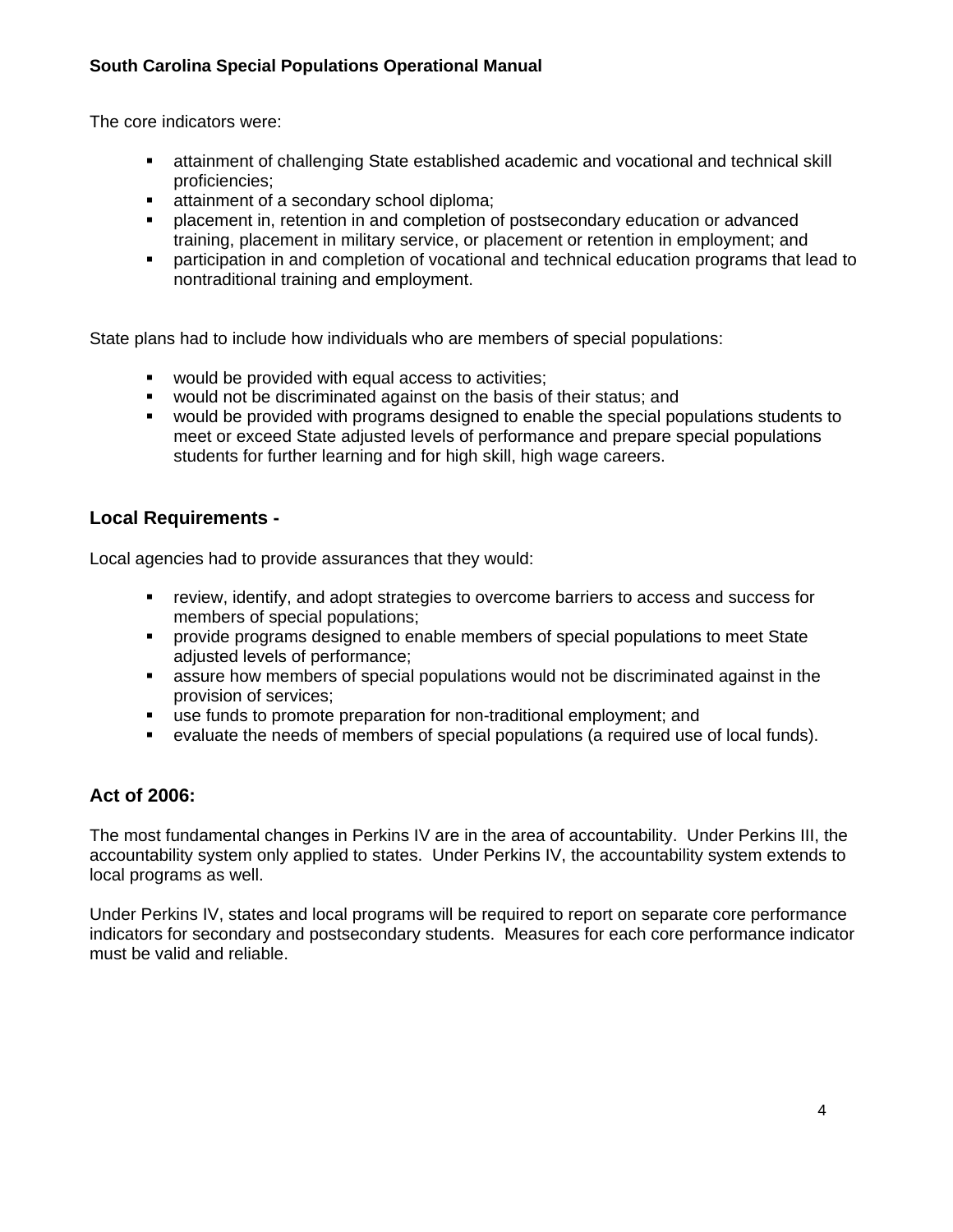The core indicators were:

- attainment of challenging State established academic and vocational and technical skill proficiencies;
- attainment of a secondary school diploma;
- placement in, retention in and completion of postsecondary education or advanced training, placement in military service, or placement or retention in employment; and
- participation in and completion of vocational and technical education programs that lead to nontraditional training and employment.

State plans had to include how individuals who are members of special populations:

- would be provided with equal access to activities;
- would not be discriminated against on the basis of their status; and
- would be provided with programs designed to enable the special populations students to meet or exceed State adjusted levels of performance and prepare special populations students for further learning and for high skill, high wage careers.

## Local Requirements -

Local agencies had to provide assurances that they would:

- review, identify, and adopt strategies to overcome barriers to access and success for members of special populations;
- provide programs designed to enable members of special populations to meet State adjusted levels of performance;
- assure how members of special populations would not be discriminated against in the provision of services;
- use funds to promote preparation for non-traditional employment; and
- evaluate the needs of members of special populations (a required use of local funds).

## Act of 2006:

The most fundamental changes in Perkins IV are in the area of accountability. Under Perkins III, the accountability system only applied to states. Under Perkins IV, the accountability system extends to local programs as well.

Under Perkins IV, states and local programs will be required to report on separate core performance indicators for secondary and postsecondary students. Measures for each core performance indicator must be valid and reliable.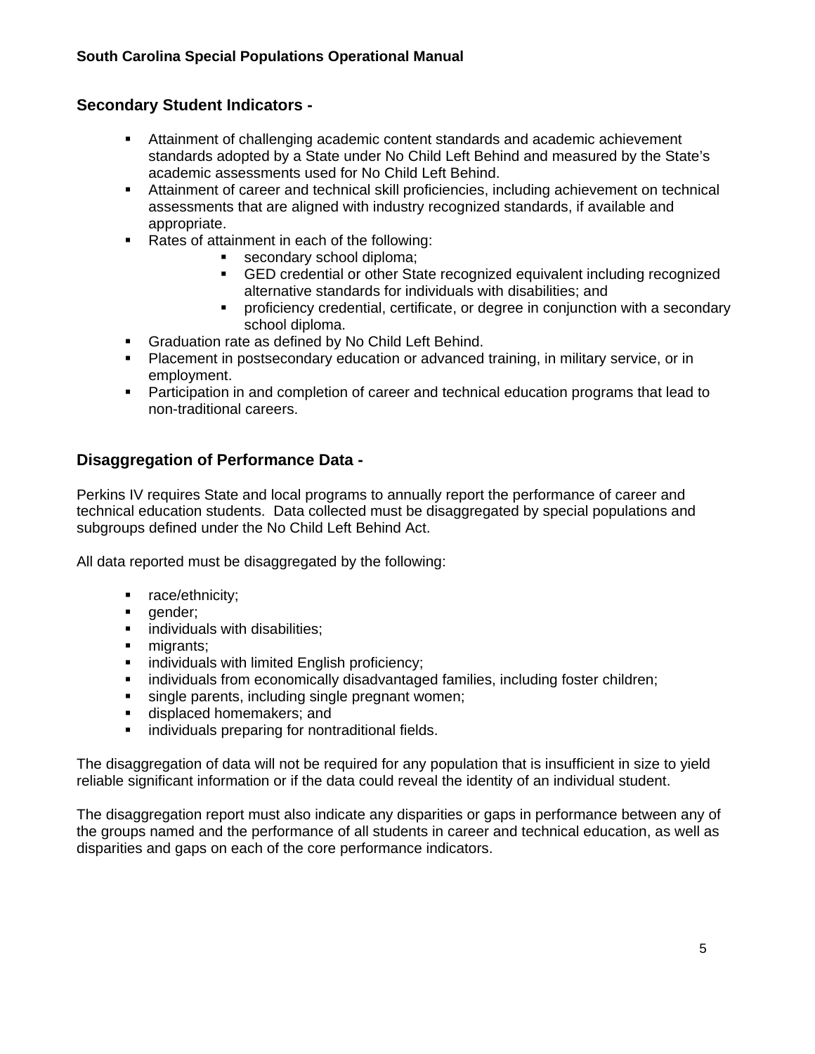## Secondary Student Indicators -

- Attainment of challenging academic content standards and academic achievement standards adopted by a State under No Child Left Behind and measured by the State's academic assessments used for No Child Left Behind.
- Attainment of career and technical skill proficiencies, including achievement on technical assessments that are aligned with industry recognized standards, if available and appropriate.
- Rates of attainment in each of the following:
    - secondary school diploma;
    - GED credential or other State recognized equivalent including recognized alternative standards for individuals with disabilities; and
    - proficiency credential, certificate, or degree in conjunction with a secondary school diploma.
- Graduation rate as defined by No Child Left Behind.
- Placement in postsecondary education or advanced training, in military service, or in employment.
- Participation in and completion of career and technical education programs that lead to non-traditional careers.

## Disaggregation of Performance Data -

Perkins IV requires State and local programs to annually report the performance of career and technical education students. Data collected must be disaggregated by special populations and subgroups defined under the No Child Left Behind Act.

All data reported must be disaggregated by the following:

- race/ethnicity;
- gender;
- individuals with disabilities;
- migrants;
- individuals with limited English proficiency;
- individuals from economically disadvantaged families, including foster children;
- single parents, including single pregnant women;
- displaced homemakers; and
- individuals preparing for nontraditional fields.

The disaggregation of data will not be required for any population that is insufficient in size to yield reliable significant information or if the data could reveal the identity of an individual student.

The disaggregation report must also indicate any disparities or gaps in performance between any of the groups named and the performance of all students in career and technical education, as well as disparities and gaps on each of the core performance indicators.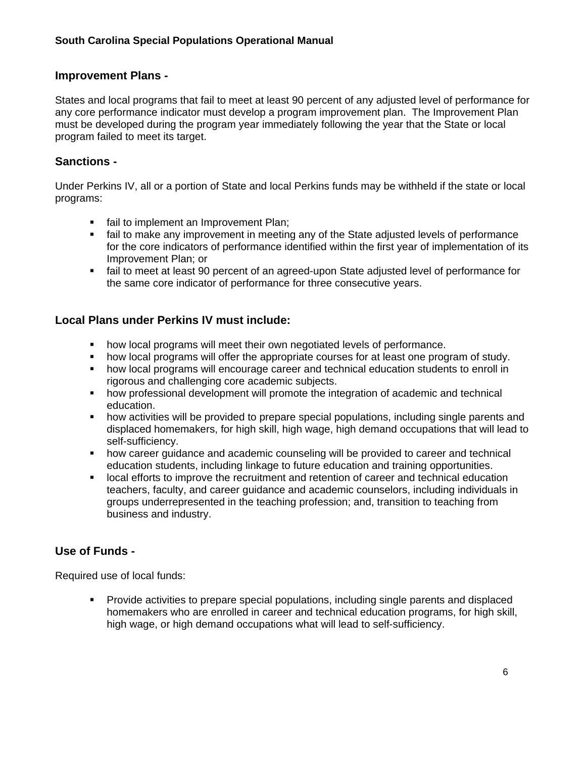## Improvement Plans -

States and local programs that fail to meet at least 90 percent of any adjusted level of performance for any core performance indicator must develop a program improvement plan. The Improvement Plan must be developed during the program year immediately following the year that the State or local program failed to meet its target.

## Sanctions -

Under Perkins IV, all or a portion of State and local Perkins funds may be withheld if the state or local programs:

- fail to implement an Improvement Plan;
- fail to make any improvement in meeting any of the State adjusted levels of performance for the core indicators of performance identified within the first year of implementation of its Improvement Plan; or
- fail to meet at least 90 percent of an agreed-upon State adjusted level of performance for the same core indicator of performance for three consecutive years.

## Local Plans under Perkins IV must include:

- how local programs will meet their own negotiated levels of performance.
- how local programs will offer the appropriate courses for at least one program of study.
- how local programs will encourage career and technical education students to enroll in rigorous and challenging core academic subjects.
- how professional development will promote the integration of academic and technical education.
- how activities will be provided to prepare special populations, including single parents and displaced homemakers, for high skill, high wage, high demand occupations that will lead to self-sufficiency.
- how career guidance and academic counseling will be provided to career and technical education students, including linkage to future education and training opportunities.
- local efforts to improve the recruitment and retention of career and technical education teachers, faculty, and career guidance and academic counselors, including individuals in groups underrepresented in the teaching profession; and, transition to teaching from business and industry.

## Use of Funds -

Required use of local funds:

- Provide activities to prepare special populations, including single parents and displaced homemakers who are enrolled in career and technical education programs, for high skill, high wage, or high demand occupations what will lead to self-sufficiency.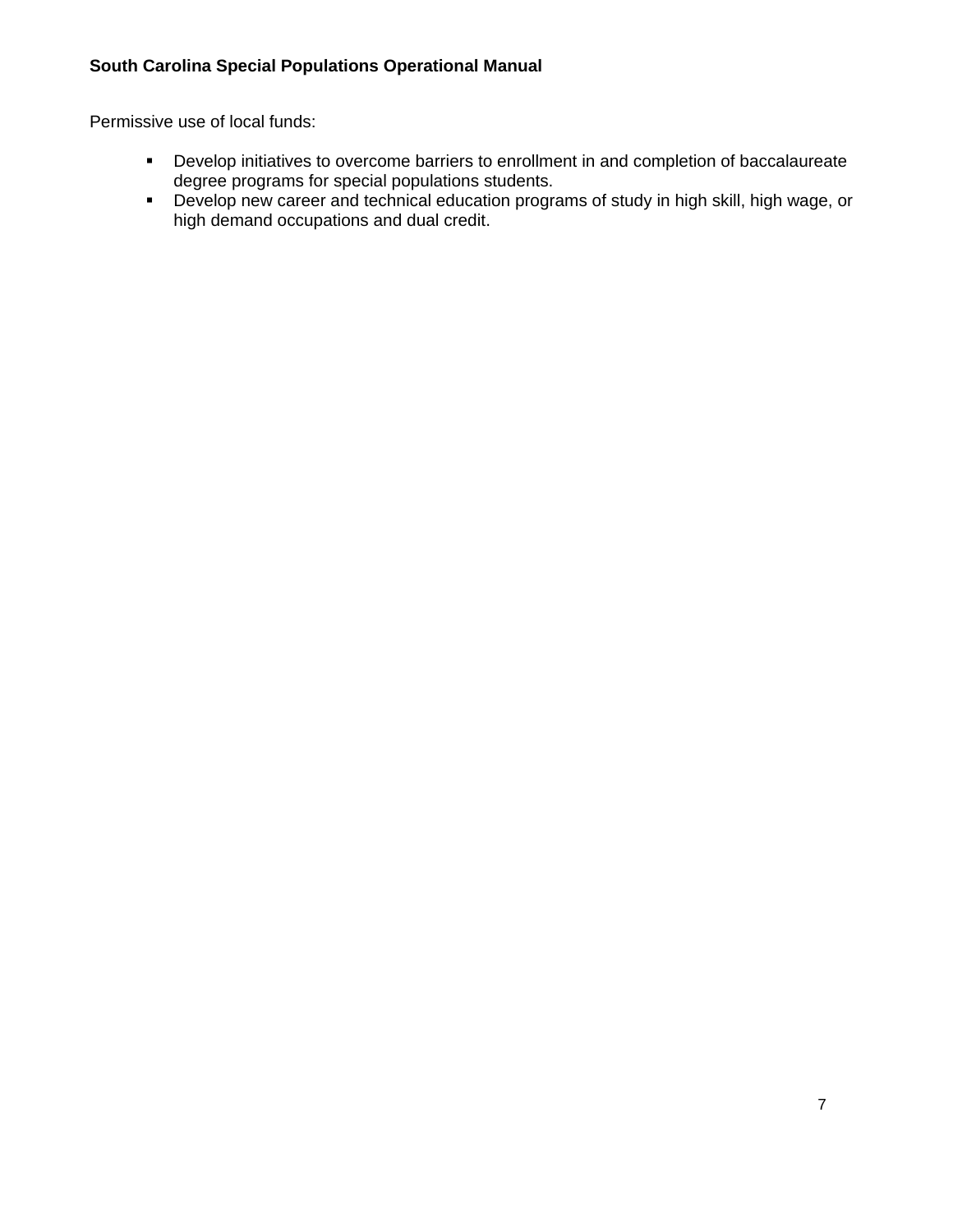Permissive use of local funds:

- Develop initiatives to overcome barriers to enrollment in and completion of baccalaureate degree programs for special populations students.
- Develop new career and technical education programs of study in high skill, high wage, or high demand occupations and dual credit.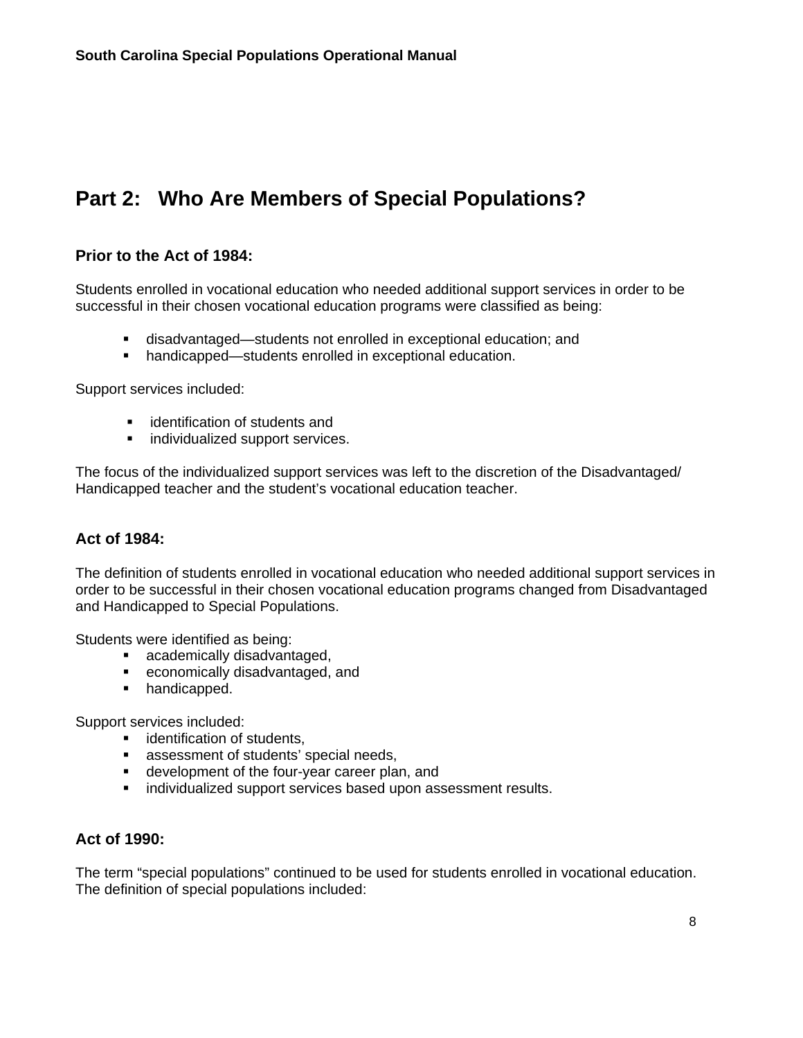# Part 2: Who Are Members of Special Populations?

### Prior to the Act of 1984:

Students enrolled in vocational education who needed additional support services in order to be successful in their chosen vocational education programs were classified as being:

- disadvantaged—students not enrolled in exceptional education; and
- handicapped—students enrolled in exceptional education.

Support services included:

- identification of students and
- individualized support services.

The focus of the individualized support services was left to the discretion of the Disadvantaged/ Handicapped teacher and the student's vocational education teacher.

### Act of 1984:

The definition of students enrolled in vocational education who needed additional support services in order to be successful in their chosen vocational education programs changed from Disadvantaged and Handicapped to Special Populations.

Students were identified as being:

- academically disadvantaged,
- economically disadvantaged, and
- handicapped.

Support services included:

- identification of students,
- assessment of students' special needs,
- development of the four-year career plan, and
- individualized support services based upon assessment results.

### Act of 1990:

The term "special populations" continued to be used for students enrolled in vocational education. The definition of special populations included: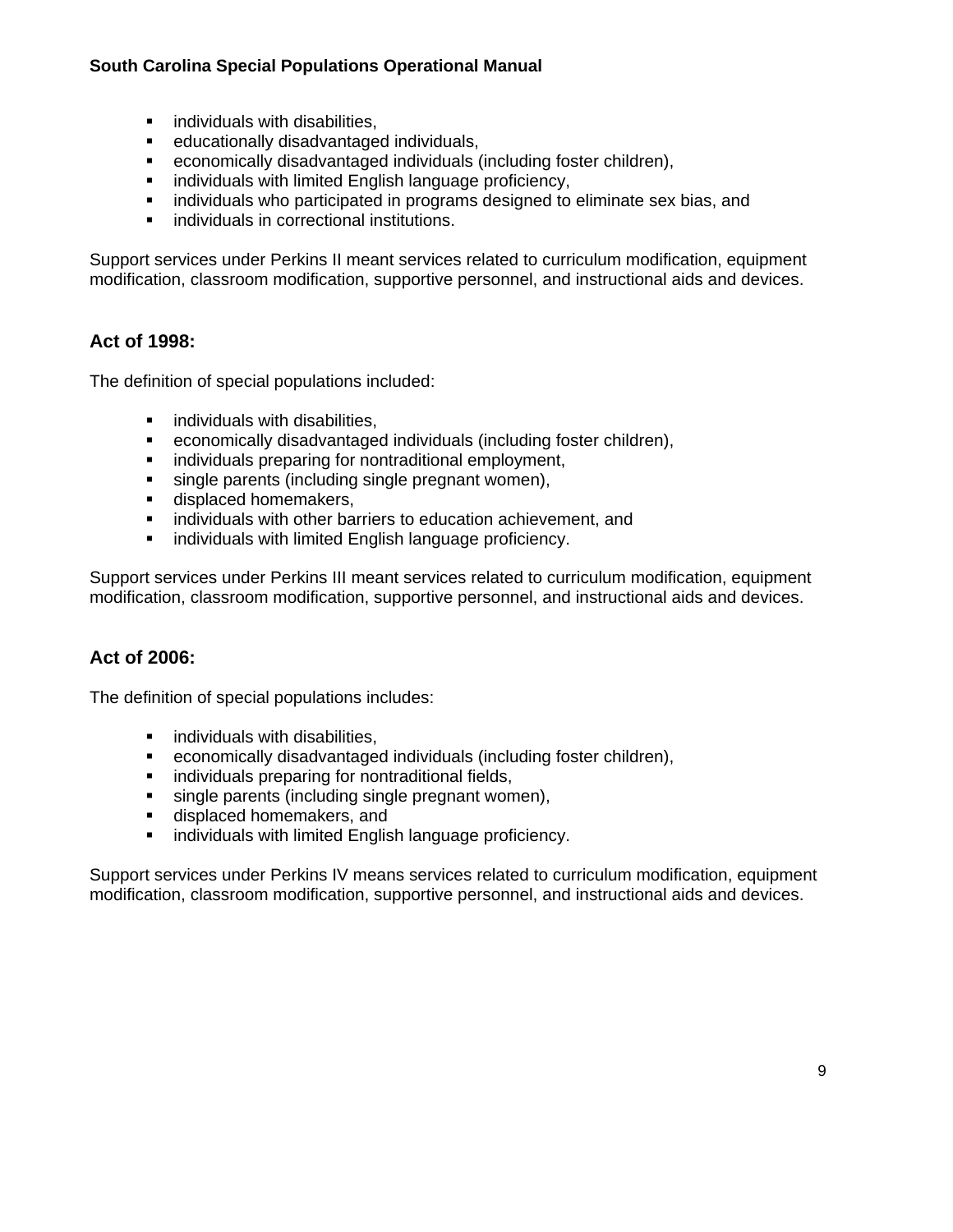- individuals with disabilities,
- educationally disadvantaged individuals,
- economically disadvantaged individuals (including foster children),
- individuals with limited English language proficiency,
- individuals who participated in programs designed to eliminate sex bias, and
- individuals in correctional institutions.

Support services under Perkins II meant services related to curriculum modification, equipment modification, classroom modification, supportive personnel, and instructional aids and devices.

## Act of 1998:

The definition of special populations included:

- individuals with disabilities,
- economically disadvantaged individuals (including foster children),
- individuals preparing for nontraditional employment,
- single parents (including single pregnant women),
- displaced homemakers,
- individuals with other barriers to education achievement, and
- individuals with limited English language proficiency.

Support services under Perkins III meant services related to curriculum modification, equipment modification, classroom modification, supportive personnel, and instructional aids and devices.

## Act of 2006:

The definition of special populations includes:

- individuals with disabilities,
- economically disadvantaged individuals (including foster children),
- individuals preparing for nontraditional fields,
- single parents (including single pregnant women),
- displaced homemakers, and
- individuals with limited English language proficiency.

Support services under Perkins IV means services related to curriculum modification, equipment modification, classroom modification, supportive personnel, and instructional aids and devices.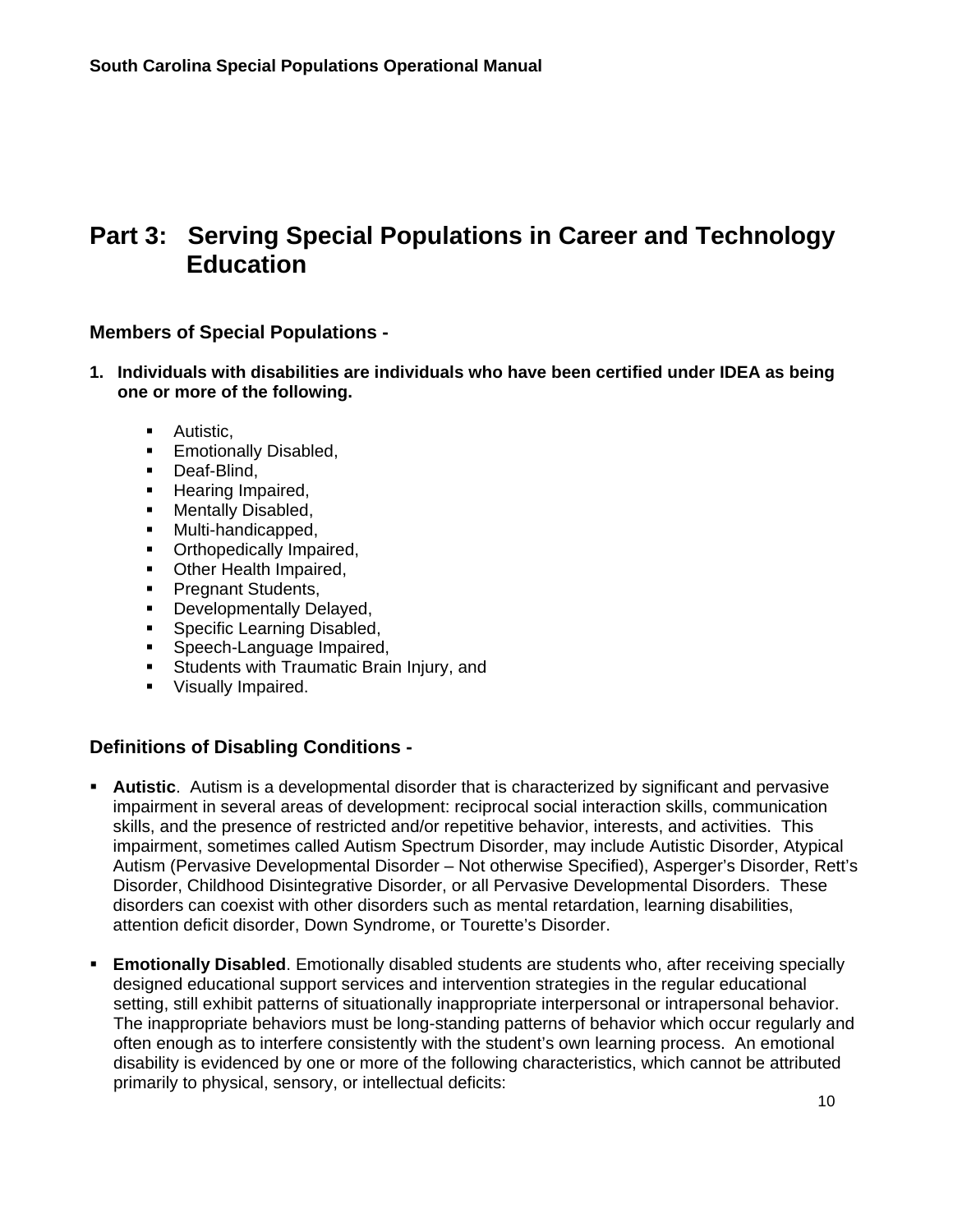# Part 3: Serving Special Populations in Career and Technology Education

### Members of Special Populations -

1. **Individuals with disabilities are individuals who have been certified under IDEA as being one or more of the following.**

   - Autistic,
   - Emotionally Disabled,
   - Deaf-Blind,
   - Hearing Impaired,
   - Mentally Disabled,
   - Multi-handicapped,
   - Orthopedically Impaired,
   - Other Health Impaired,
   - Pregnant Students,
   - Developmentally Delayed,
   - Specific Learning Disabled,
   - Speech-Language Impaired,
   - Students with Traumatic Brain Injury, and
   - Visually Impaired.

### Definitions of Disabling Conditions -

- **Autistic**. Autism is a developmental disorder that is characterized by significant and pervasive impairment in several areas of development: reciprocal social interaction skills, communication skills, and the presence of restricted and/or repetitive behavior, interests, and activities. This impairment, sometimes called Autism Spectrum Disorder, may include Autistic Disorder, Atypical Autism (Pervasive Developmental Disorder – Not otherwise Specified), Asperger's Disorder, Rett's Disorder, Childhood Disintegrative Disorder, or all Pervasive Developmental Disorders. These disorders can coexist with other disorders such as mental retardation, learning disabilities, attention deficit disorder, Down Syndrome, or Tourette's Disorder.

- **Emotionally Disabled**. Emotionally disabled students are students who, after receiving specially designed educational support services and intervention strategies in the regular educational setting, still exhibit patterns of situationally inappropriate interpersonal or intrapersonal behavior. The inappropriate behaviors must be long-standing patterns of behavior which occur regularly and often enough as to interfere consistently with the student's own learning process. An emotional disability is evidenced by one or more of the following characteristics, which cannot be attributed primarily to physical, sensory, or intellectual deficits: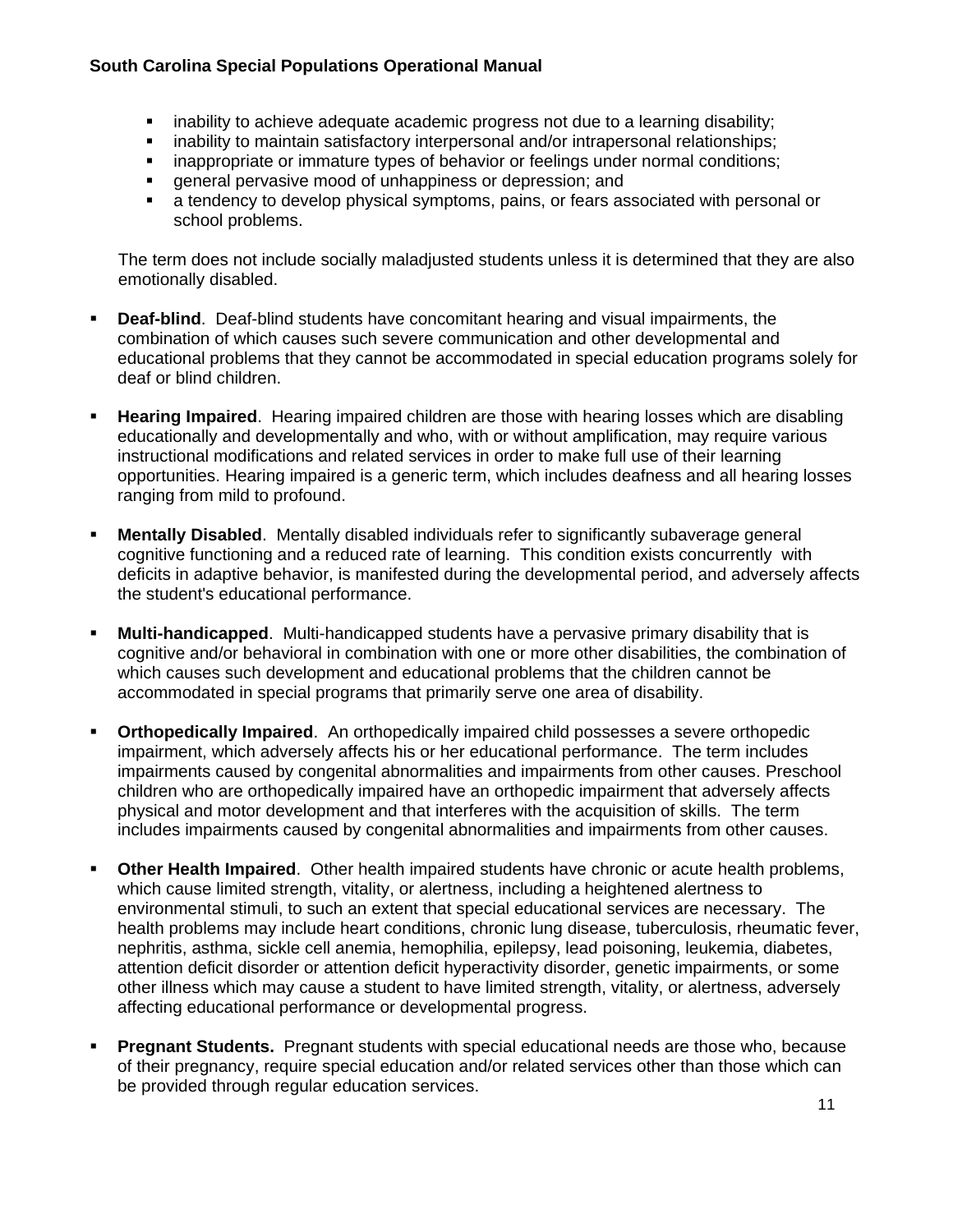- inability to achieve adequate academic progress not due to a learning disability;
- inability to maintain satisfactory interpersonal and/or intrapersonal relationships;
- inappropriate or immature types of behavior or feelings under normal conditions;
- general pervasive mood of unhappiness or depression; and
- a tendency to develop physical symptoms, pains, or fears associated with personal or school problems.

The term does not include socially maladjusted students unless it is determined that they are also emotionally disabled.

- **Deaf-blind**. Deaf-blind students have concomitant hearing and visual impairments, the combination of which causes such severe communication and other developmental and educational problems that they cannot be accommodated in special education programs solely for deaf or blind children.

- **Hearing Impaired**. Hearing impaired children are those with hearing losses which are disabling educationally and developmentally and who, with or without amplification, may require various instructional modifications and related services in order to make full use of their learning opportunities. Hearing impaired is a generic term, which includes deafness and all hearing losses ranging from mild to profound.

- **Mentally Disabled**. Mentally disabled individuals refer to significantly subaverage general cognitive functioning and a reduced rate of learning. This condition exists concurrently with deficits in adaptive behavior, is manifested during the developmental period, and adversely affects the student's educational performance.

- **Multi-handicapped**. Multi-handicapped students have a pervasive primary disability that is cognitive and/or behavioral in combination with one or more other disabilities, the combination of which causes such development and educational problems that the children cannot be accommodated in special programs that primarily serve one area of disability.

- **Orthopedically Impaired**. An orthopedically impaired child possesses a severe orthopedic impairment, which adversely affects his or her educational performance. The term includes impairments caused by congenital abnormalities and impairments from other causes. Preschool children who are orthopedically impaired have an orthopedic impairment that adversely affects physical and motor development and that interferes with the acquisition of skills. The term includes impairments caused by congenital abnormalities and impairments from other causes.

- **Other Health Impaired**. Other health impaired students have chronic or acute health problems, which cause limited strength, vitality, or alertness, including a heightened alertness to environmental stimuli, to such an extent that special educational services are necessary. The health problems may include heart conditions, chronic lung disease, tuberculosis, rheumatic fever, nephritis, asthma, sickle cell anemia, hemophilia, epilepsy, lead poisoning, leukemia, diabetes, attention deficit disorder or attention deficit hyperactivity disorder, genetic impairments, or some other illness which may cause a student to have limited strength, vitality, or alertness, adversely affecting educational performance or developmental progress.

- **Pregnant Students.** Pregnant students with special educational needs are those who, because of their pregnancy, require special education and/or related services other than those which can be provided through regular education services.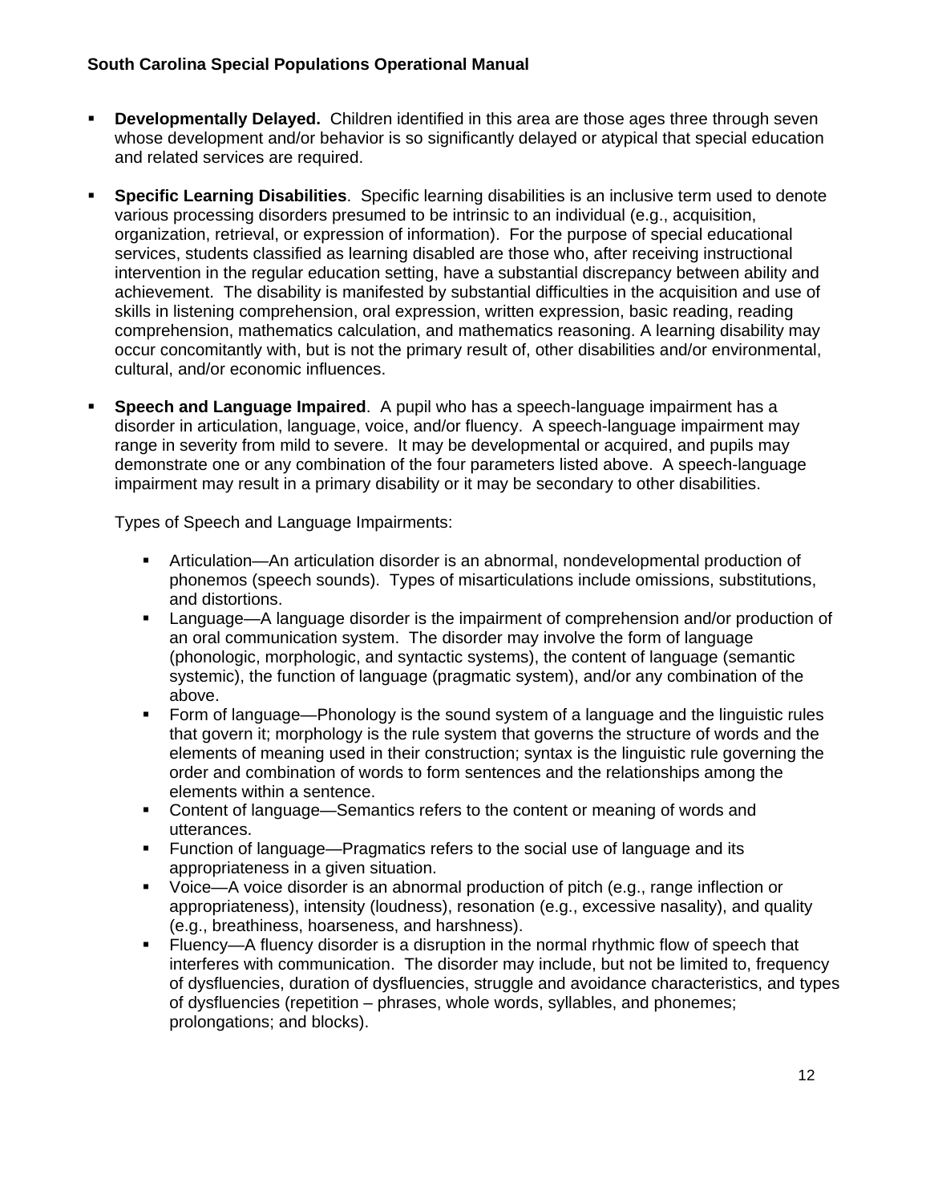- **Developmentally Delayed.** Children identified in this area are those ages three through seven whose development and/or behavior is so significantly delayed or atypical that special education and related services are required.

- **Specific Learning Disabilities**. Specific learning disabilities is an inclusive term used to denote various processing disorders presumed to be intrinsic to an individual (e.g., acquisition, organization, retrieval, or expression of information). For the purpose of special educational services, students classified as learning disabled are those who, after receiving instructional intervention in the regular education setting, have a substantial discrepancy between ability and achievement. The disability is manifested by substantial difficulties in the acquisition and use of skills in listening comprehension, oral expression, written expression, basic reading, reading comprehension, mathematics calculation, and mathematics reasoning. A learning disability may occur concomitantly with, but is not the primary result of, other disabilities and/or environmental, cultural, and/or economic influences.

- **Speech and Language Impaired**. A pupil who has a speech-language impairment has a disorder in articulation, language, voice, and/or fluency. A speech-language impairment may range in severity from mild to severe. It may be developmental or acquired, and pupils may demonstrate one or any combination of the four parameters listed above. A speech-language impairment may result in a primary disability or it may be secondary to other disabilities.

  Types of Speech and Language Impairments:

  - Articulation—An articulation disorder is an abnormal, nondevelopmental production of phonemos (speech sounds). Types of misarticulations include omissions, substitutions, and distortions.
  - Language—A language disorder is the impairment of comprehension and/or production of an oral communication system. The disorder may involve the form of language (phonologic, morphologic, and syntactic systems), the content of language (semantic systemic), the function of language (pragmatic system), and/or any combination of the above.
  - Form of language—Phonology is the sound system of a language and the linguistic rules that govern it; morphology is the rule system that governs the structure of words and the elements of meaning used in their construction; syntax is the linguistic rule governing the order and combination of words to form sentences and the relationships among the elements within a sentence.
  - Content of language—Semantics refers to the content or meaning of words and utterances.
  - Function of language—Pragmatics refers to the social use of language and its appropriateness in a given situation.
  - Voice—A voice disorder is an abnormal production of pitch (e.g., range inflection or appropriateness), intensity (loudness), resonation (e.g., excessive nasality), and quality (e.g., breathiness, hoarseness, and harshness).
  - Fluency—A fluency disorder is a disruption in the normal rhythmic flow of speech that interferes with communication. The disorder may include, but not be limited to, frequency of dysfluencies, duration of dysfluencies, struggle and avoidance characteristics, and types of dysfluencies (repetition – phrases, whole words, syllables, and phonemes; prolongations; and blocks).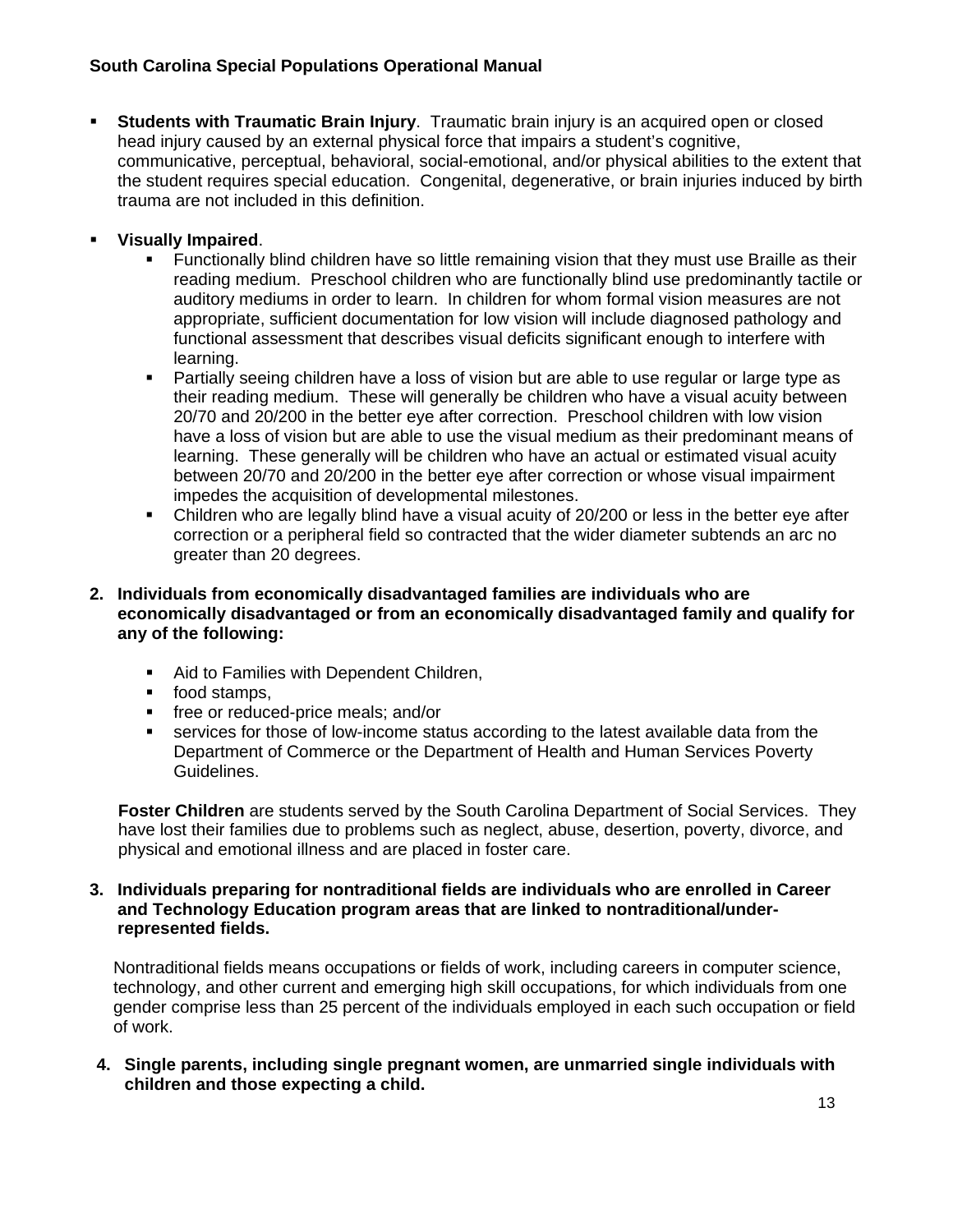- **Students with Traumatic Brain Injury**. Traumatic brain injury is an acquired open or closed head injury caused by an external physical force that impairs a student's cognitive, communicative, perceptual, behavioral, social-emotional, and/or physical abilities to the extent that the student requires special education. Congenital, degenerative, or brain injuries induced by birth trauma are not included in this definition.

- **Visually Impaired**.
  - Functionally blind children have so little remaining vision that they must use Braille as their reading medium. Preschool children who are functionally blind use predominantly tactile or auditory mediums in order to learn. In children for whom formal vision measures are not appropriate, sufficient documentation for low vision will include diagnosed pathology and functional assessment that describes visual deficits significant enough to interfere with learning.
  - Partially seeing children have a loss of vision but are able to use regular or large type as their reading medium. These will generally be children who have a visual acuity between 20/70 and 20/200 in the better eye after correction. Preschool children with low vision have a loss of vision but are able to use the visual medium as their predominant means of learning. These generally will be children who have an actual or estimated visual acuity between 20/70 and 20/200 in the better eye after correction or whose visual impairment impedes the acquisition of developmental milestones.
  - Children who are legally blind have a visual acuity of 20/200 or less in the better eye after correction or a peripheral field so contracted that the wider diameter subtends an arc no greater than 20 degrees.

2. **Individuals from economically disadvantaged families are individuals who are economically disadvantaged or from an economically disadvantaged family and qualify for any of the following:**

   - Aid to Families with Dependent Children,
   - food stamps,
   - free or reduced-price meals; and/or
   - services for those of low-income status according to the latest available data from the Department of Commerce or the Department of Health and Human Services Poverty Guidelines.

   **Foster Children** are students served by the South Carolina Department of Social Services. They have lost their families due to problems such as neglect, abuse, desertion, poverty, divorce, and physical and emotional illness and are placed in foster care.

3. **Individuals preparing for nontraditional fields are individuals who are enrolled in Career and Technology Education program areas that are linked to nontraditional/under-represented fields.**

   Nontraditional fields means occupations or fields of work, including careers in computer science, technology, and other current and emerging high skill occupations, for which individuals from one gender comprise less than 25 percent of the individuals employed in each such occupation or field of work.

4. **Single parents, including single pregnant women, are unmarried single individuals with children and those expecting a child.**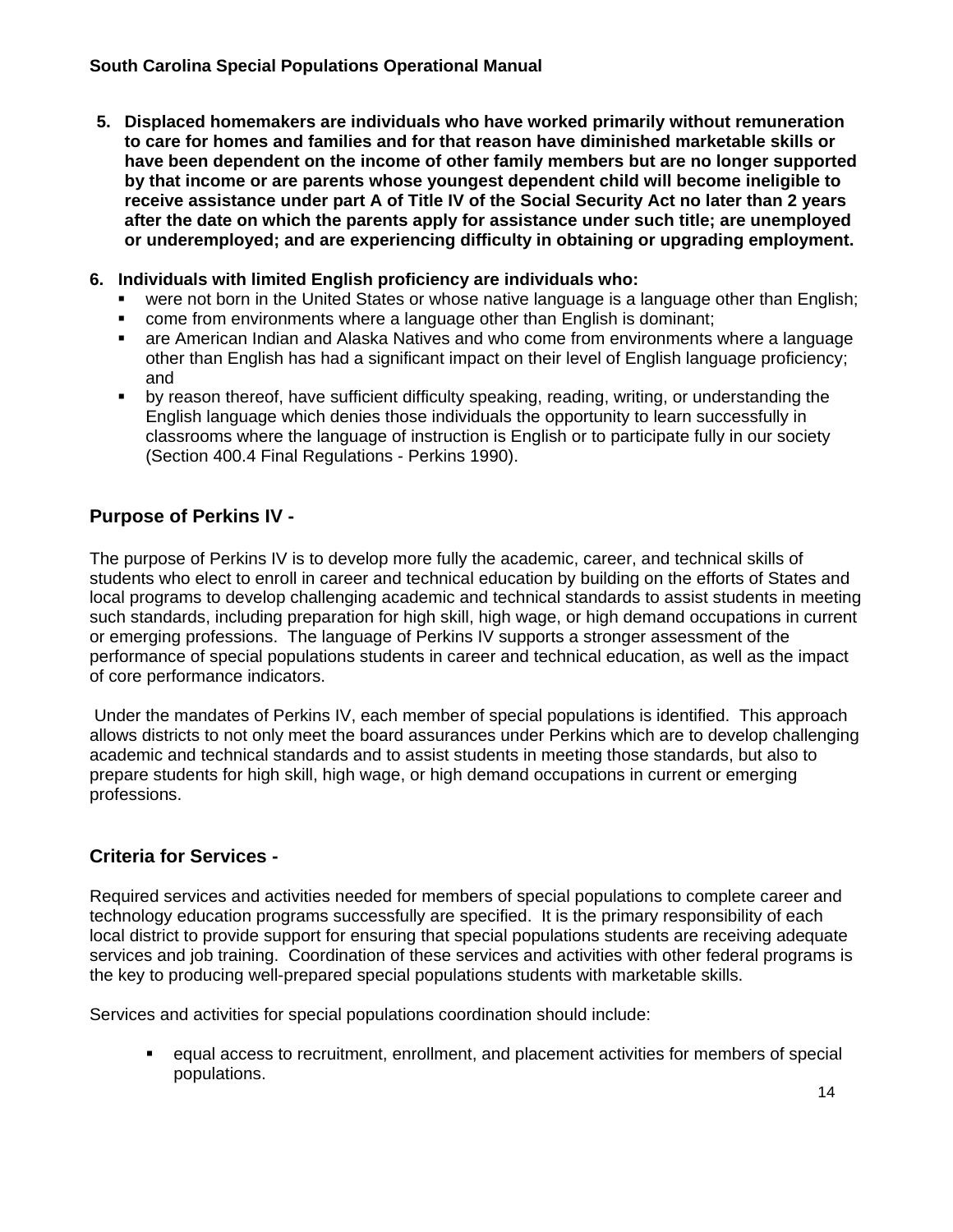5. **Displaced homemakers are individuals who have worked primarily without remuneration to care for homes and families and for that reason have diminished marketable skills or have been dependent on the income of other family members but are no longer supported by that income or are parents whose youngest dependent child will become ineligible to receive assistance under part A of Title IV of the Social Security Act no later than 2 years after the date on which the parents apply for assistance under such title; are unemployed or underemployed; and are experiencing difficulty in obtaining or upgrading employment.**

6. **Individuals with limited English proficiency are individuals who:**
   - were not born in the United States or whose native language is a language other than English;
   - come from environments where a language other than English is dominant;
   - are American Indian and Alaska Natives and who come from environments where a language other than English has had a significant impact on their level of English language proficiency; and
   - by reason thereof, have sufficient difficulty speaking, reading, writing, or understanding the English language which denies those individuals the opportunity to learn successfully in classrooms where the language of instruction is English or to participate fully in our society (Section 400.4 Final Regulations - Perkins 1990).

## Purpose of Perkins IV -

The purpose of Perkins IV is to develop more fully the academic, career, and technical skills of students who elect to enroll in career and technical education by building on the efforts of States and local programs to develop challenging academic and technical standards to assist students in meeting such standards, including preparation for high skill, high wage, or high demand occupations in current or emerging professions. The language of Perkins IV supports a stronger assessment of the performance of special populations students in career and technical education, as well as the impact of core performance indicators.

Under the mandates of Perkins IV, each member of special populations is identified. This approach allows districts to not only meet the board assurances under Perkins which are to develop challenging academic and technical standards and to assist students in meeting those standards, but also to prepare students for high skill, high wage, or high demand occupations in current or emerging professions.

## Criteria for Services -

Required services and activities needed for members of special populations to complete career and technology education programs successfully are specified. It is the primary responsibility of each local district to provide support for ensuring that special populations students are receiving adequate services and job training. Coordination of these services and activities with other federal programs is the key to producing well-prepared special populations students with marketable skills.

Services and activities for special populations coordination should include:

- equal access to recruitment, enrollment, and placement activities for members of special populations.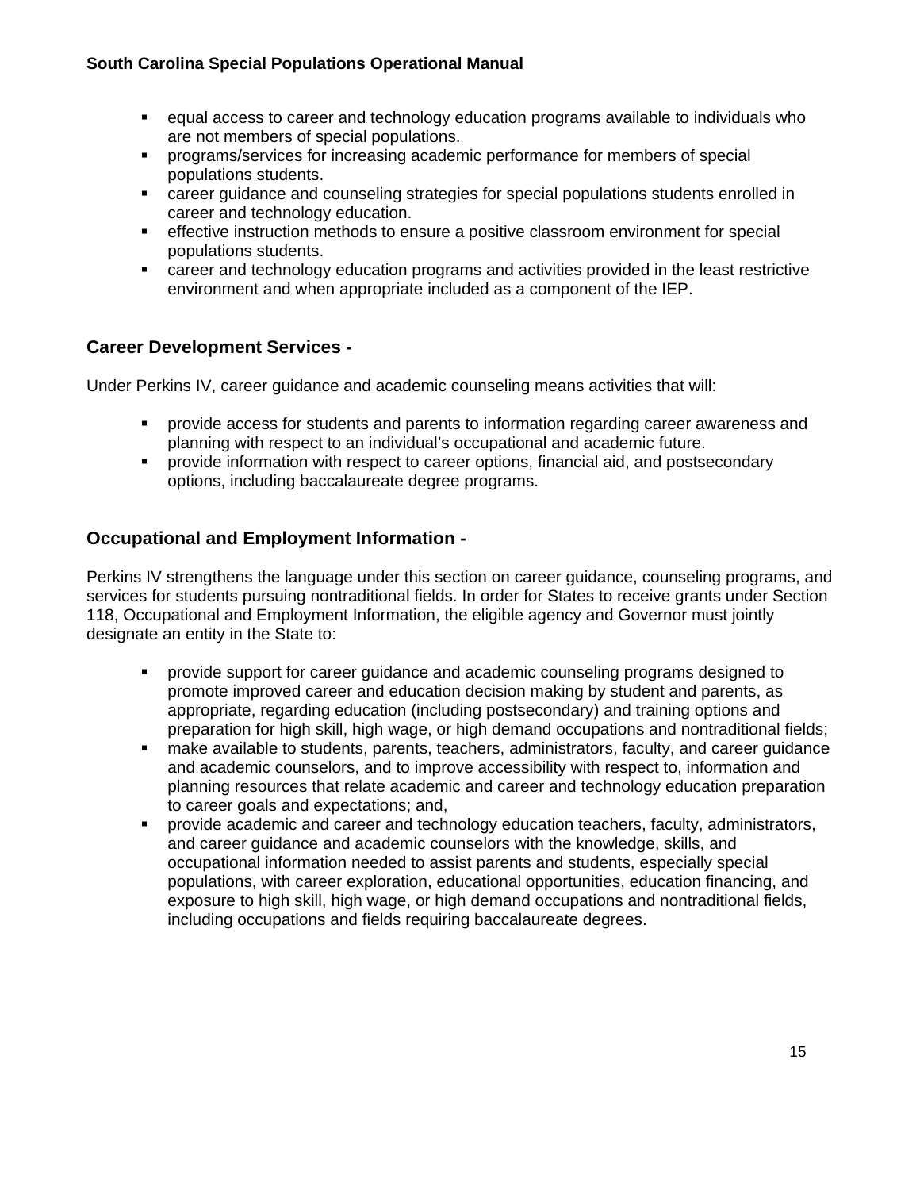- equal access to career and technology education programs available to individuals who are not members of special populations.
- programs/services for increasing academic performance for members of special populations students.
- career guidance and counseling strategies for special populations students enrolled in career and technology education.
- effective instruction methods to ensure a positive classroom environment for special populations students.
- career and technology education programs and activities provided in the least restrictive environment and when appropriate included as a component of the IEP.

## Career Development Services -

Under Perkins IV, career guidance and academic counseling means activities that will:

- provide access for students and parents to information regarding career awareness and planning with respect to an individual's occupational and academic future.
- provide information with respect to career options, financial aid, and postsecondary options, including baccalaureate degree programs.

## Occupational and Employment Information -

Perkins IV strengthens the language under this section on career guidance, counseling programs, and services for students pursuing nontraditional fields. In order for States to receive grants under Section 118, Occupational and Employment Information, the eligible agency and Governor must jointly designate an entity in the State to:

- provide support for career guidance and academic counseling programs designed to promote improved career and education decision making by student and parents, as appropriate, regarding education (including postsecondary) and training options and preparation for high skill, high wage, or high demand occupations and nontraditional fields;
- make available to students, parents, teachers, administrators, faculty, and career guidance and academic counselors, and to improve accessibility with respect to, information and planning resources that relate academic and career and technology education preparation to career goals and expectations; and,
- provide academic and career and technology education teachers, faculty, administrators, and career guidance and academic counselors with the knowledge, skills, and occupational information needed to assist parents and students, especially special populations, with career exploration, educational opportunities, education financing, and exposure to high skill, high wage, or high demand occupations and nontraditional fields, including occupations and fields requiring baccalaureate degrees.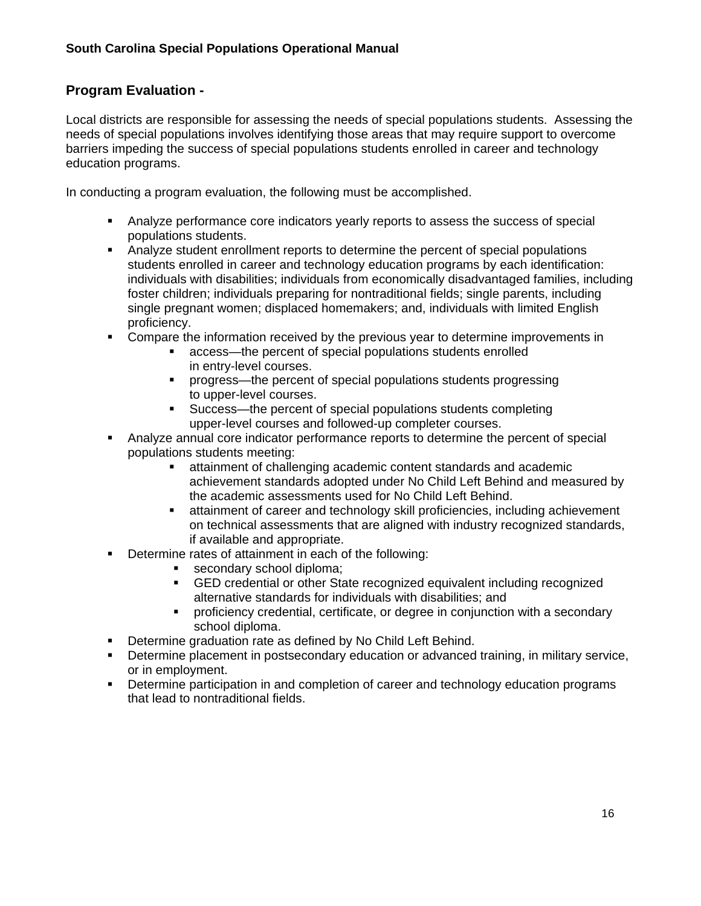## Program Evaluation -

Local districts are responsible for assessing the needs of special populations students. Assessing the needs of special populations involves identifying those areas that may require support to overcome barriers impeding the success of special populations students enrolled in career and technology education programs.

In conducting a program evaluation, the following must be accomplished.

- Analyze performance core indicators yearly reports to assess the success of special populations students.
- Analyze student enrollment reports to determine the percent of special populations students enrolled in career and technology education programs by each identification: individuals with disabilities; individuals from economically disadvantaged families, including foster children; individuals preparing for nontraditional fields; single parents, including single pregnant women; displaced homemakers; and, individuals with limited English proficiency.
- Compare the information received by the previous year to determine improvements in
    - access—the percent of special populations students enrolled in entry-level courses.
    - progress—the percent of special populations students progressing to upper-level courses.
    - Success—the percent of special populations students completing upper-level courses and followed-up completer courses.
- Analyze annual core indicator performance reports to determine the percent of special populations students meeting:
    - attainment of challenging academic content standards and academic achievement standards adopted under No Child Left Behind and measured by the academic assessments used for No Child Left Behind.
    - attainment of career and technology skill proficiencies, including achievement on technical assessments that are aligned with industry recognized standards, if available and appropriate.
- Determine rates of attainment in each of the following:
    - secondary school diploma;
    - GED credential or other State recognized equivalent including recognized alternative standards for individuals with disabilities; and
    - proficiency credential, certificate, or degree in conjunction with a secondary school diploma.
- Determine graduation rate as defined by No Child Left Behind.
- Determine placement in postsecondary education or advanced training, in military service, or in employment.
- Determine participation in and completion of career and technology education programs that lead to nontraditional fields.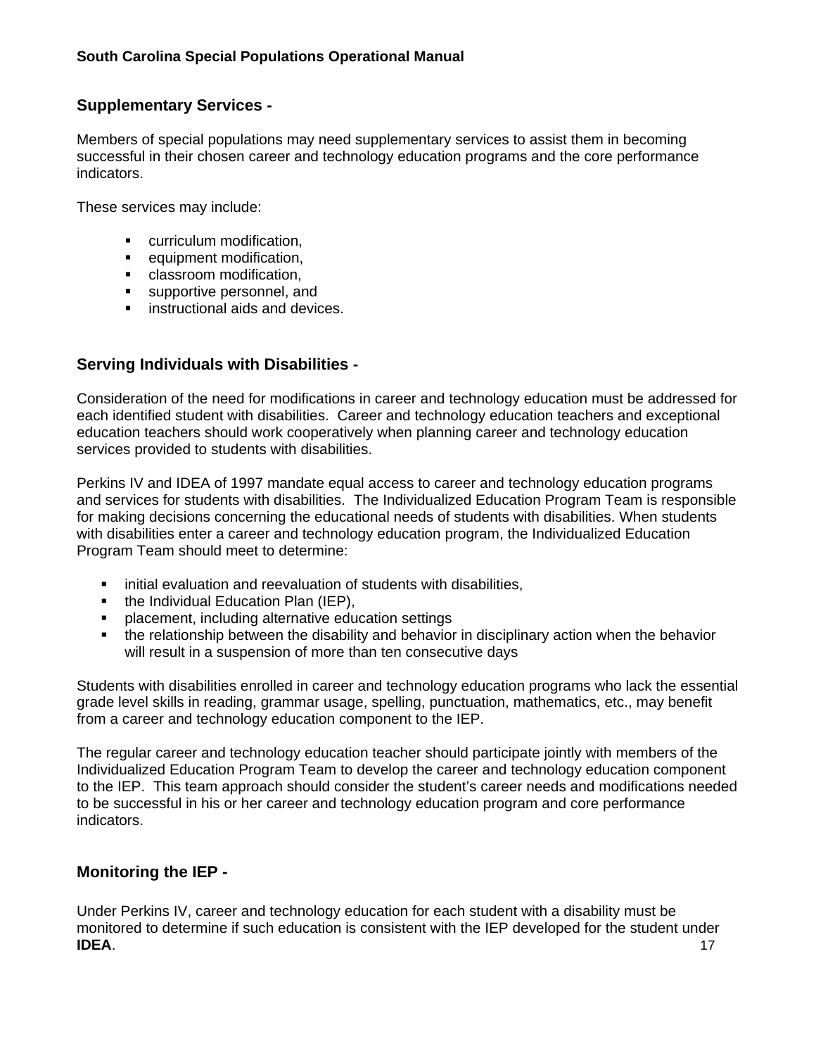## Supplementary Services -

Members of special populations may need supplementary services to assist them in becoming successful in their chosen career and technology education programs and the core performance indicators.

These services may include:

- curriculum modification,
- equipment modification,
- classroom modification,
- supportive personnel, and
- instructional aids and devices.

## Serving Individuals with Disabilities -

Consideration of the need for modifications in career and technology education must be addressed for each identified student with disabilities. Career and technology education teachers and exceptional education teachers should work cooperatively when planning career and technology education services provided to students with disabilities.

Perkins IV and IDEA of 1997 mandate equal access to career and technology education programs and services for students with disabilities. The Individualized Education Program Team is responsible for making decisions concerning the educational needs of students with disabilities. When students with disabilities enter a career and technology education program, the Individualized Education Program Team should meet to determine:

- initial evaluation and reevaluation of students with disabilities,
- the Individual Education Plan (IEP),
- placement, including alternative education settings
- the relationship between the disability and behavior in disciplinary action when the behavior will result in a suspension of more than ten consecutive days

Students with disabilities enrolled in career and technology education programs who lack the essential grade level skills in reading, grammar usage, spelling, punctuation, mathematics, etc., may benefit from a career and technology education component to the IEP.

The regular career and technology education teacher should participate jointly with members of the Individualized Education Program Team to develop the career and technology education component to the IEP. This team approach should consider the student's career needs and modifications needed to be successful in his or her career and technology education program and core performance indicators.

## Monitoring the IEP -

Under Perkins IV, career and technology education for each student with a disability must be monitored to determine if such education is consistent with the IEP developed for the student under **IDEA**.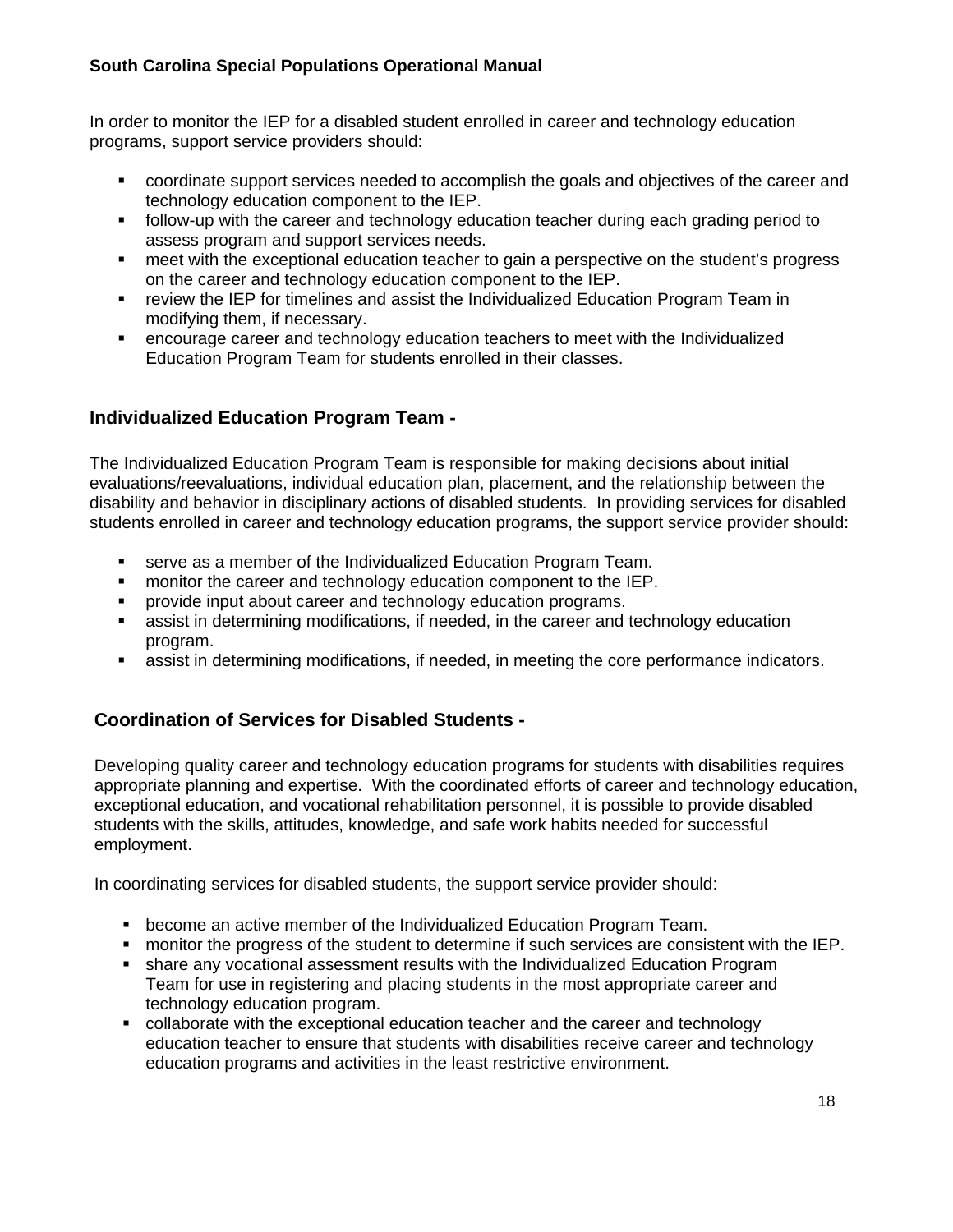In order to monitor the IEP for a disabled student enrolled in career and technology education programs, support service providers should:

- coordinate support services needed to accomplish the goals and objectives of the career and technology education component to the IEP.
- follow-up with the career and technology education teacher during each grading period to assess program and support services needs.
- meet with the exceptional education teacher to gain a perspective on the student's progress on the career and technology education component to the IEP.
- review the IEP for timelines and assist the Individualized Education Program Team in modifying them, if necessary.
- encourage career and technology education teachers to meet with the Individualized Education Program Team for students enrolled in their classes.

## Individualized Education Program Team -

The Individualized Education Program Team is responsible for making decisions about initial evaluations/reevaluations, individual education plan, placement, and the relationship between the disability and behavior in disciplinary actions of disabled students. In providing services for disabled students enrolled in career and technology education programs, the support service provider should:

- serve as a member of the Individualized Education Program Team.
- monitor the career and technology education component to the IEP.
- provide input about career and technology education programs.
- assist in determining modifications, if needed, in the career and technology education program.
- assist in determining modifications, if needed, in meeting the core performance indicators.

## Coordination of Services for Disabled Students -

Developing quality career and technology education programs for students with disabilities requires appropriate planning and expertise. With the coordinated efforts of career and technology education, exceptional education, and vocational rehabilitation personnel, it is possible to provide disabled students with the skills, attitudes, knowledge, and safe work habits needed for successful employment.

In coordinating services for disabled students, the support service provider should:

- become an active member of the Individualized Education Program Team.
- monitor the progress of the student to determine if such services are consistent with the IEP.
- share any vocational assessment results with the Individualized Education Program Team for use in registering and placing students in the most appropriate career and technology education program.
- collaborate with the exceptional education teacher and the career and technology education teacher to ensure that students with disabilities receive career and technology education programs and activities in the least restrictive environment.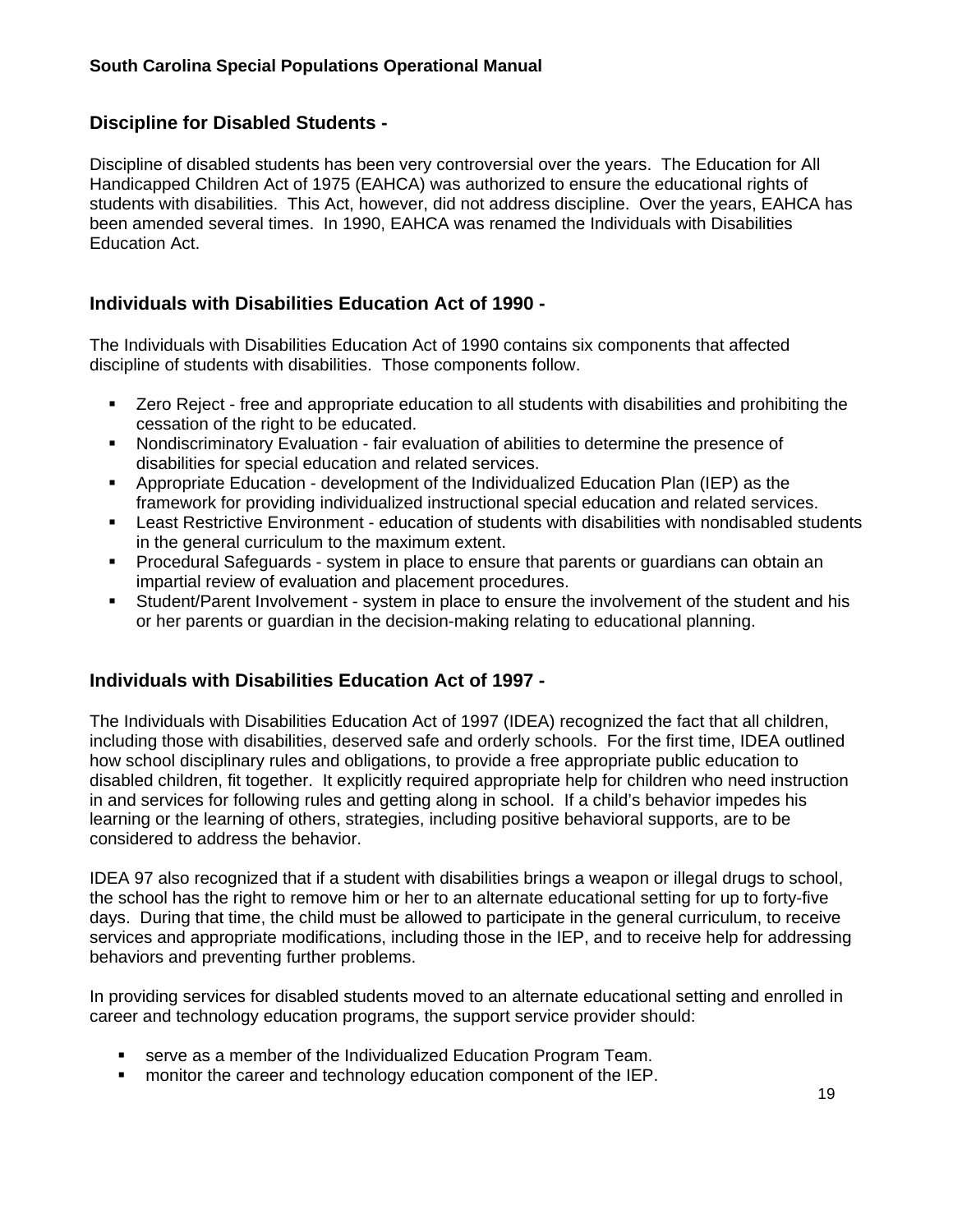## Discipline for Disabled Students -

Discipline of disabled students has been very controversial over the years. The Education for All Handicapped Children Act of 1975 (EAHCA) was authorized to ensure the educational rights of students with disabilities. This Act, however, did not address discipline. Over the years, EAHCA has been amended several times. In 1990, EAHCA was renamed the Individuals with Disabilities Education Act.

## Individuals with Disabilities Education Act of 1990 -

The Individuals with Disabilities Education Act of 1990 contains six components that affected discipline of students with disabilities. Those components follow.

- Zero Reject - free and appropriate education to all students with disabilities and prohibiting the cessation of the right to be educated.
- Nondiscriminatory Evaluation - fair evaluation of abilities to determine the presence of disabilities for special education and related services.
- Appropriate Education - development of the Individualized Education Plan (IEP) as the framework for providing individualized instructional special education and related services.
- Least Restrictive Environment - education of students with disabilities with nondisabled students in the general curriculum to the maximum extent.
- Procedural Safeguards - system in place to ensure that parents or guardians can obtain an impartial review of evaluation and placement procedures.
- Student/Parent Involvement - system in place to ensure the involvement of the student and his or her parents or guardian in the decision-making relating to educational planning.

## Individuals with Disabilities Education Act of 1997 -

The Individuals with Disabilities Education Act of 1997 (IDEA) recognized the fact that all children, including those with disabilities, deserved safe and orderly schools. For the first time, IDEA outlined how school disciplinary rules and obligations, to provide a free appropriate public education to disabled children, fit together. It explicitly required appropriate help for children who need instruction in and services for following rules and getting along in school. If a child's behavior impedes his learning or the learning of others, strategies, including positive behavioral supports, are to be considered to address the behavior.

IDEA 97 also recognized that if a student with disabilities brings a weapon or illegal drugs to school, the school has the right to remove him or her to an alternate educational setting for up to forty-five days. During that time, the child must be allowed to participate in the general curriculum, to receive services and appropriate modifications, including those in the IEP, and to receive help for addressing behaviors and preventing further problems.

In providing services for disabled students moved to an alternate educational setting and enrolled in career and technology education programs, the support service provider should:

- serve as a member of the Individualized Education Program Team.
- monitor the career and technology education component of the IEP.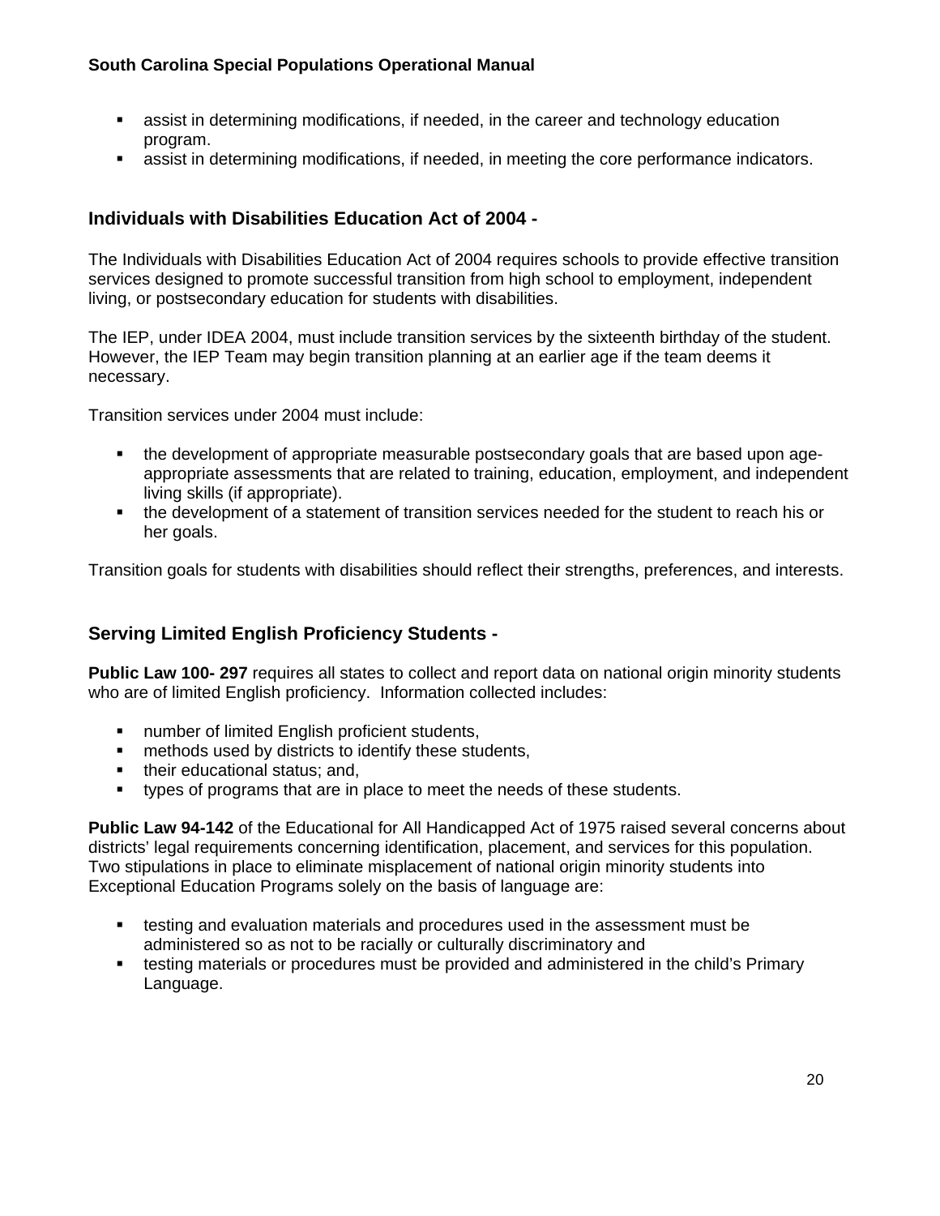- assist in determining modifications, if needed, in the career and technology education program.
- assist in determining modifications, if needed, in meeting the core performance indicators.

## Individuals with Disabilities Education Act of 2004 -

The Individuals with Disabilities Education Act of 2004 requires schools to provide effective transition services designed to promote successful transition from high school to employment, independent living, or postsecondary education for students with disabilities.

The IEP, under IDEA 2004, must include transition services by the sixteenth birthday of the student. However, the IEP Team may begin transition planning at an earlier age if the team deems it necessary.

Transition services under 2004 must include:

- the development of appropriate measurable postsecondary goals that are based upon age-appropriate assessments that are related to training, education, employment, and independent living skills (if appropriate).
- the development of a statement of transition services needed for the student to reach his or her goals.

Transition goals for students with disabilities should reflect their strengths, preferences, and interests.

## Serving Limited English Proficiency Students -

**Public Law 100- 297** requires all states to collect and report data on national origin minority students who are of limited English proficiency. Information collected includes:

- number of limited English proficient students,
- methods used by districts to identify these students,
- their educational status; and,
- types of programs that are in place to meet the needs of these students.

**Public Law 94-142** of the Educational for All Handicapped Act of 1975 raised several concerns about districts' legal requirements concerning identification, placement, and services for this population. Two stipulations in place to eliminate misplacement of national origin minority students into Exceptional Education Programs solely on the basis of language are:

- testing and evaluation materials and procedures used in the assessment must be administered so as not to be racially or culturally discriminatory and
- testing materials or procedures must be provided and administered in the child's Primary Language.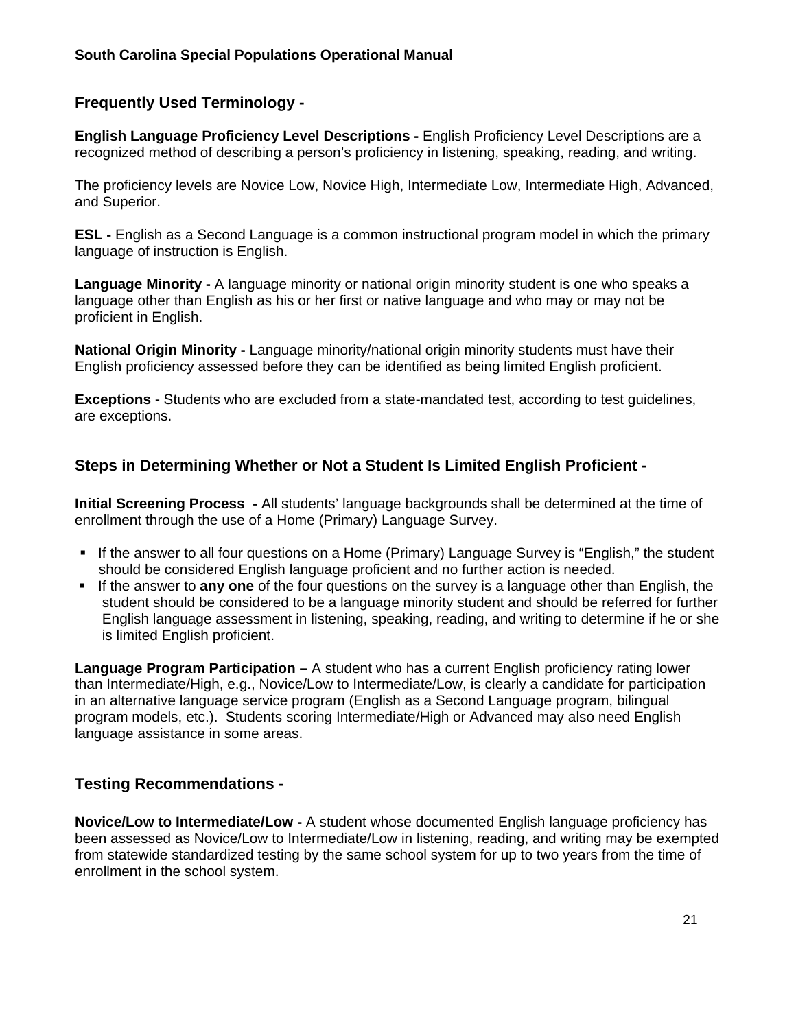## Frequently Used Terminology -

**English Language Proficiency Level Descriptions -** English Proficiency Level Descriptions are a recognized method of describing a person's proficiency in listening, speaking, reading, and writing.

The proficiency levels are Novice Low, Novice High, Intermediate Low, Intermediate High, Advanced, and Superior.

**ESL -** English as a Second Language is a common instructional program model in which the primary language of instruction is English.

**Language Minority -** A language minority or national origin minority student is one who speaks a language other than English as his or her first or native language and who may or may not be proficient in English.

**National Origin Minority -** Language minority/national origin minority students must have their English proficiency assessed before they can be identified as being limited English proficient.

**Exceptions -** Students who are excluded from a state-mandated test, according to test guidelines, are exceptions.

## Steps in Determining Whether or Not a Student Is Limited English Proficient -

**Initial Screening Process -** All students' language backgrounds shall be determined at the time of enrollment through the use of a Home (Primary) Language Survey.

- If the answer to all four questions on a Home (Primary) Language Survey is "English," the student should be considered English language proficient and no further action is needed.
- If the answer to **any one** of the four questions on the survey is a language other than English, the student should be considered to be a language minority student and should be referred for further English language assessment in listening, speaking, reading, and writing to determine if he or she is limited English proficient.

**Language Program Participation –** A student who has a current English proficiency rating lower than Intermediate/High, e.g., Novice/Low to Intermediate/Low, is clearly a candidate for participation in an alternative language service program (English as a Second Language program, bilingual program models, etc.). Students scoring Intermediate/High or Advanced may also need English language assistance in some areas.

## Testing Recommendations -

**Novice/Low to Intermediate/Low -** A student whose documented English language proficiency has been assessed as Novice/Low to Intermediate/Low in listening, reading, and writing may be exempted from statewide standardized testing by the same school system for up to two years from the time of enrollment in the school system.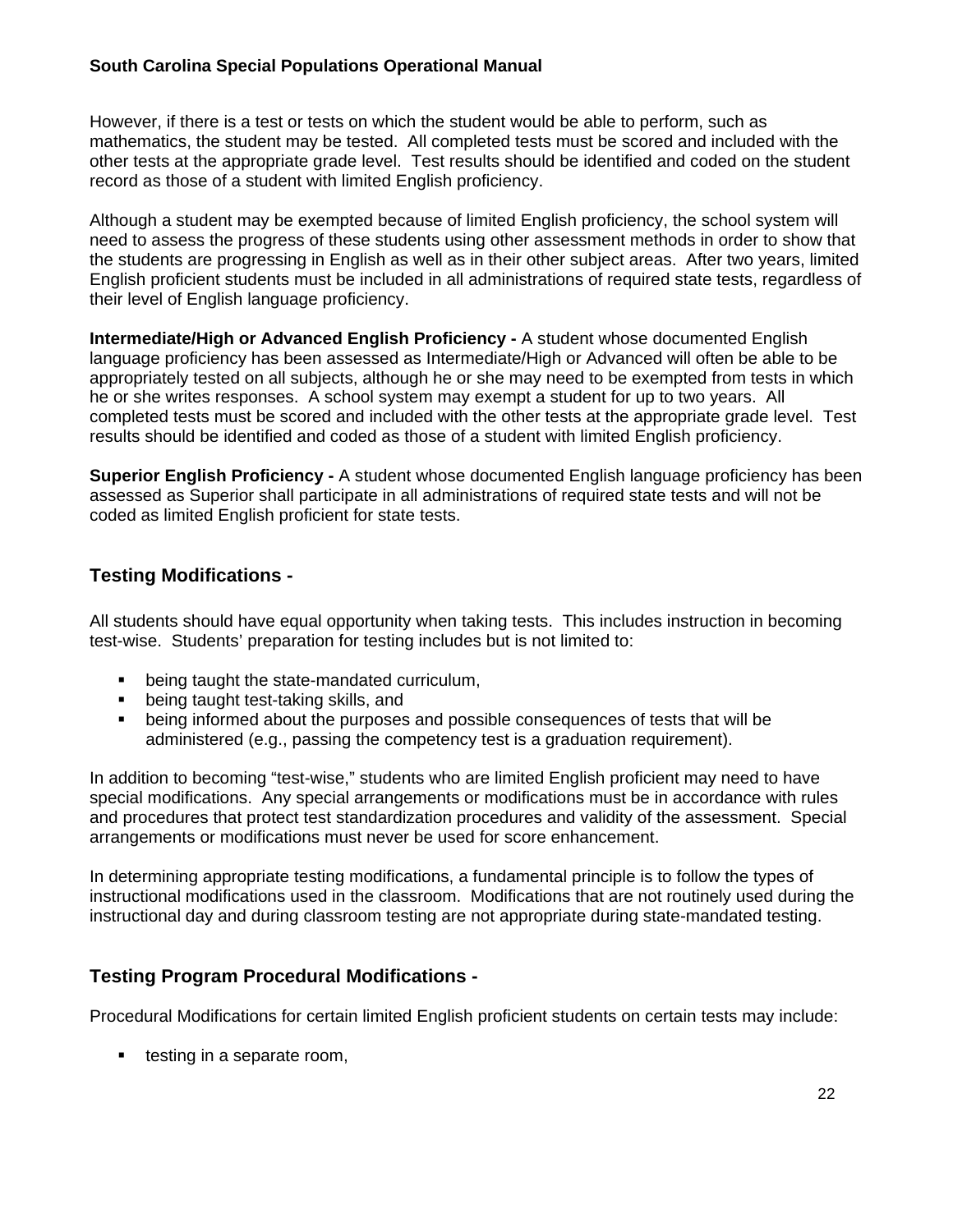However, if there is a test or tests on which the student would be able to perform, such as mathematics, the student may be tested. All completed tests must be scored and included with the other tests at the appropriate grade level. Test results should be identified and coded on the student record as those of a student with limited English proficiency.

Although a student may be exempted because of limited English proficiency, the school system will need to assess the progress of these students using other assessment methods in order to show that the students are progressing in English as well as in their other subject areas. After two years, limited English proficient students must be included in all administrations of required state tests, regardless of their level of English language proficiency.

**Intermediate/High or Advanced English Proficiency -** A student whose documented English language proficiency has been assessed as Intermediate/High or Advanced will often be able to be appropriately tested on all subjects, although he or she may need to be exempted from tests in which he or she writes responses. A school system may exempt a student for up to two years. All completed tests must be scored and included with the other tests at the appropriate grade level. Test results should be identified and coded as those of a student with limited English proficiency.

**Superior English Proficiency -** A student whose documented English language proficiency has been assessed as Superior shall participate in all administrations of required state tests and will not be coded as limited English proficient for state tests.

## Testing Modifications -

All students should have equal opportunity when taking tests. This includes instruction in becoming test-wise. Students' preparation for testing includes but is not limited to:

- being taught the state-mandated curriculum,
- being taught test-taking skills, and
- being informed about the purposes and possible consequences of tests that will be administered (e.g., passing the competency test is a graduation requirement).

In addition to becoming "test-wise," students who are limited English proficient may need to have special modifications. Any special arrangements or modifications must be in accordance with rules and procedures that protect test standardization procedures and validity of the assessment. Special arrangements or modifications must never be used for score enhancement.

In determining appropriate testing modifications, a fundamental principle is to follow the types of instructional modifications used in the classroom. Modifications that are not routinely used during the instructional day and during classroom testing are not appropriate during state-mandated testing.

## Testing Program Procedural Modifications -

Procedural Modifications for certain limited English proficient students on certain tests may include:

- testing in a separate room,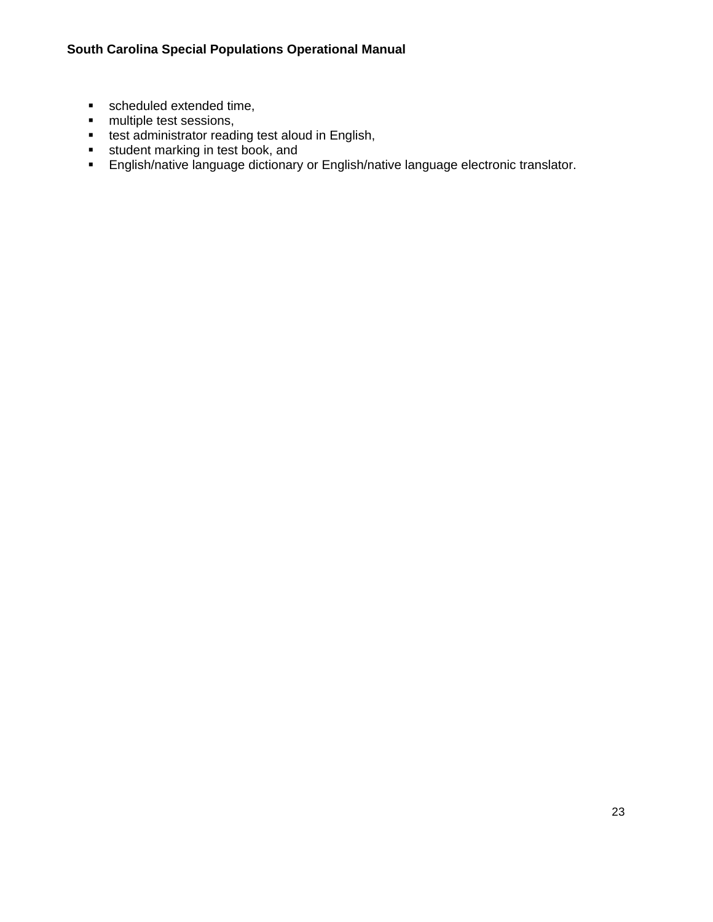- scheduled extended time,
- multiple test sessions,
- test administrator reading test aloud in English,
- student marking in test book, and
- English/native language dictionary or English/native language electronic translator.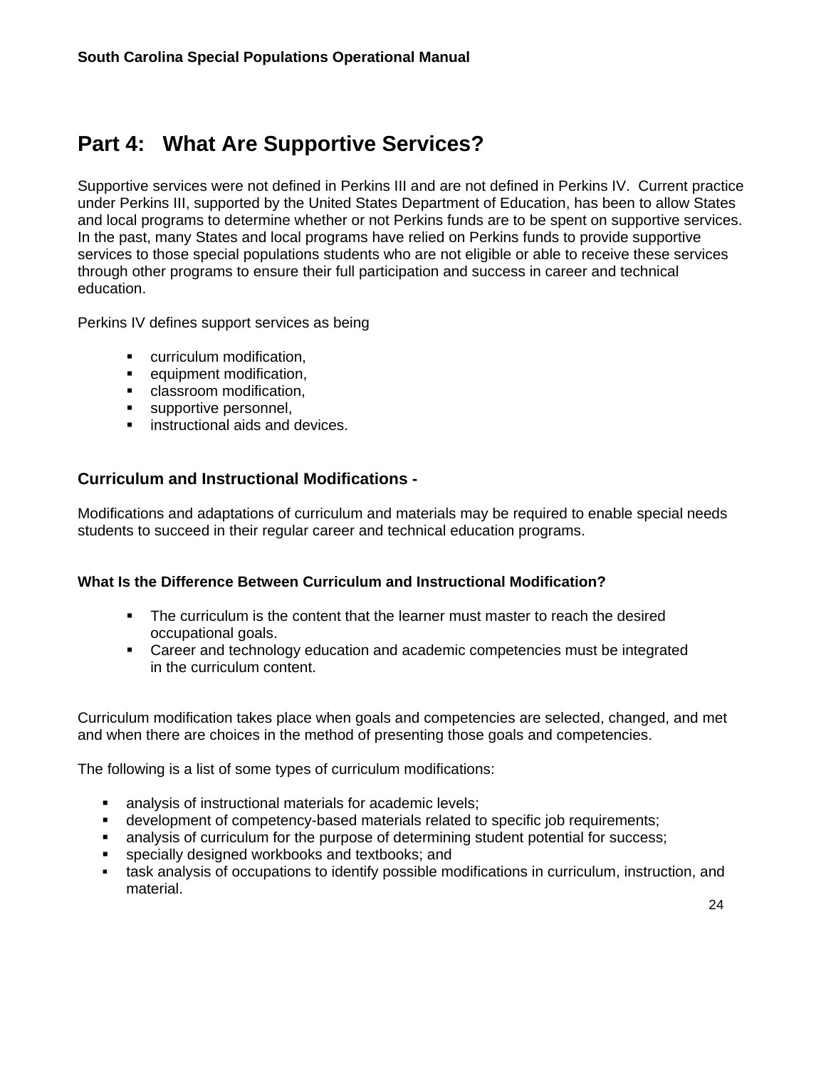## Part 4: What Are Supportive Services?

Supportive services were not defined in Perkins III and are not defined in Perkins IV. Current practice under Perkins III, supported by the United States Department of Education, has been to allow States and local programs to determine whether or not Perkins funds are to be spent on supportive services. In the past, many States and local programs have relied on Perkins funds to provide supportive services to those special populations students who are not eligible or able to receive these services through other programs to ensure their full participation and success in career and technical education.

Perkins IV defines support services as being

- curriculum modification,
- equipment modification,
- classroom modification,
- supportive personnel,
- instructional aids and devices.

### Curriculum and Instructional Modifications -

Modifications and adaptations of curriculum and materials may be required to enable special needs students to succeed in their regular career and technical education programs.

#### What Is the Difference Between Curriculum and Instructional Modification?

- The curriculum is the content that the learner must master to reach the desired occupational goals.
- Career and technology education and academic competencies must be integrated in the curriculum content.

Curriculum modification takes place when goals and competencies are selected, changed, and met and when there are choices in the method of presenting those goals and competencies.

The following is a list of some types of curriculum modifications:

- analysis of instructional materials for academic levels;
- development of competency-based materials related to specific job requirements;
- analysis of curriculum for the purpose of determining student potential for success;
- specially designed workbooks and textbooks; and
- task analysis of occupations to identify possible modifications in curriculum, instruction, and material.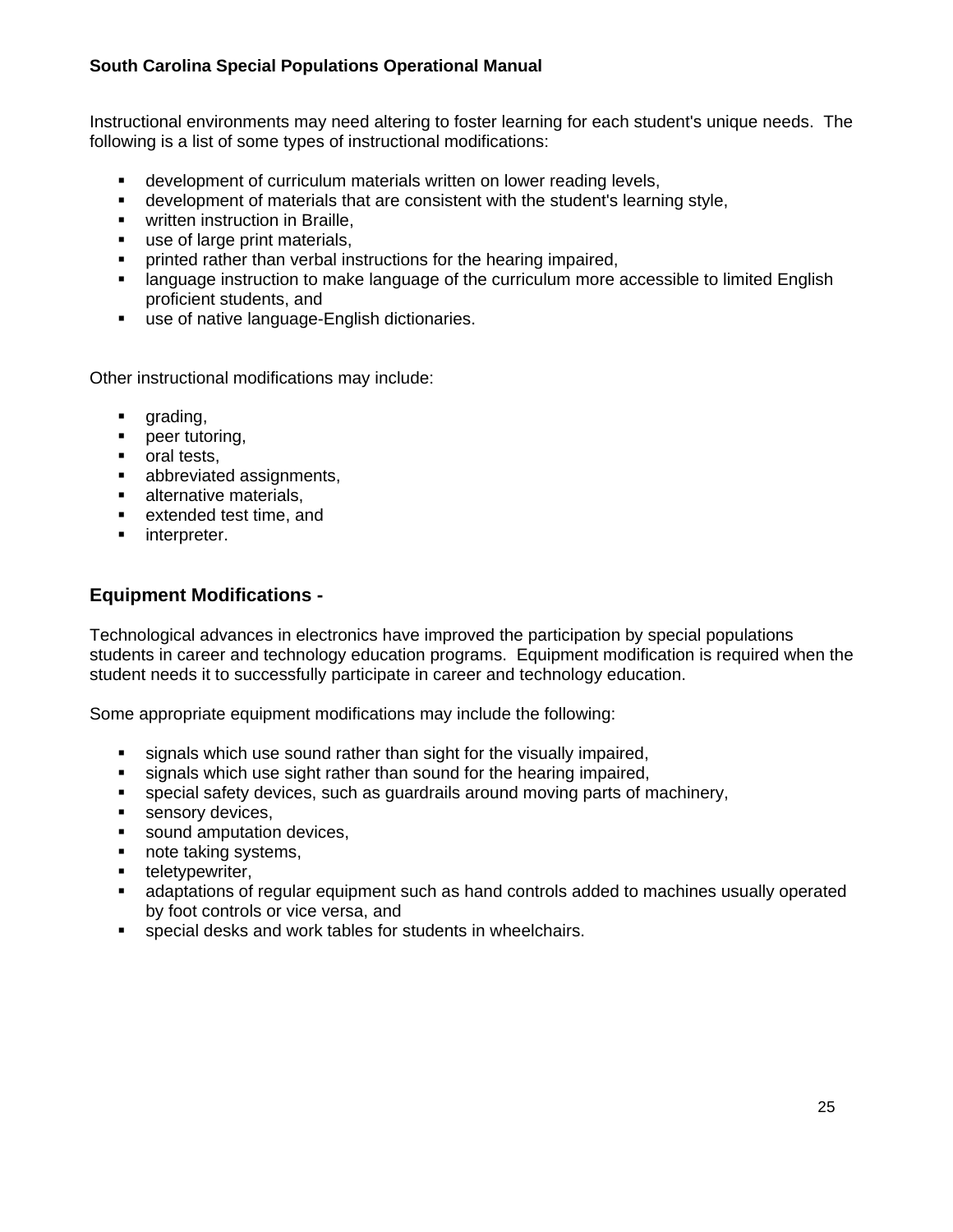Instructional environments may need altering to foster learning for each student's unique needs. The following is a list of some types of instructional modifications:

- development of curriculum materials written on lower reading levels,
- development of materials that are consistent with the student's learning style,
- written instruction in Braille,
- use of large print materials,
- printed rather than verbal instructions for the hearing impaired,
- language instruction to make language of the curriculum more accessible to limited English proficient students, and
- use of native language-English dictionaries.

Other instructional modifications may include:

- grading,
- peer tutoring,
- oral tests,
- abbreviated assignments,
- alternative materials,
- extended test time, and
- interpreter.

## Equipment Modifications -

Technological advances in electronics have improved the participation by special populations students in career and technology education programs. Equipment modification is required when the student needs it to successfully participate in career and technology education.

Some appropriate equipment modifications may include the following:

- signals which use sound rather than sight for the visually impaired,
- signals which use sight rather than sound for the hearing impaired,
- special safety devices, such as guardrails around moving parts of machinery,
- sensory devices,
- sound amputation devices,
- note taking systems,
- teletypewriter,
- adaptations of regular equipment such as hand controls added to machines usually operated by foot controls or vice versa, and
- special desks and work tables for students in wheelchairs.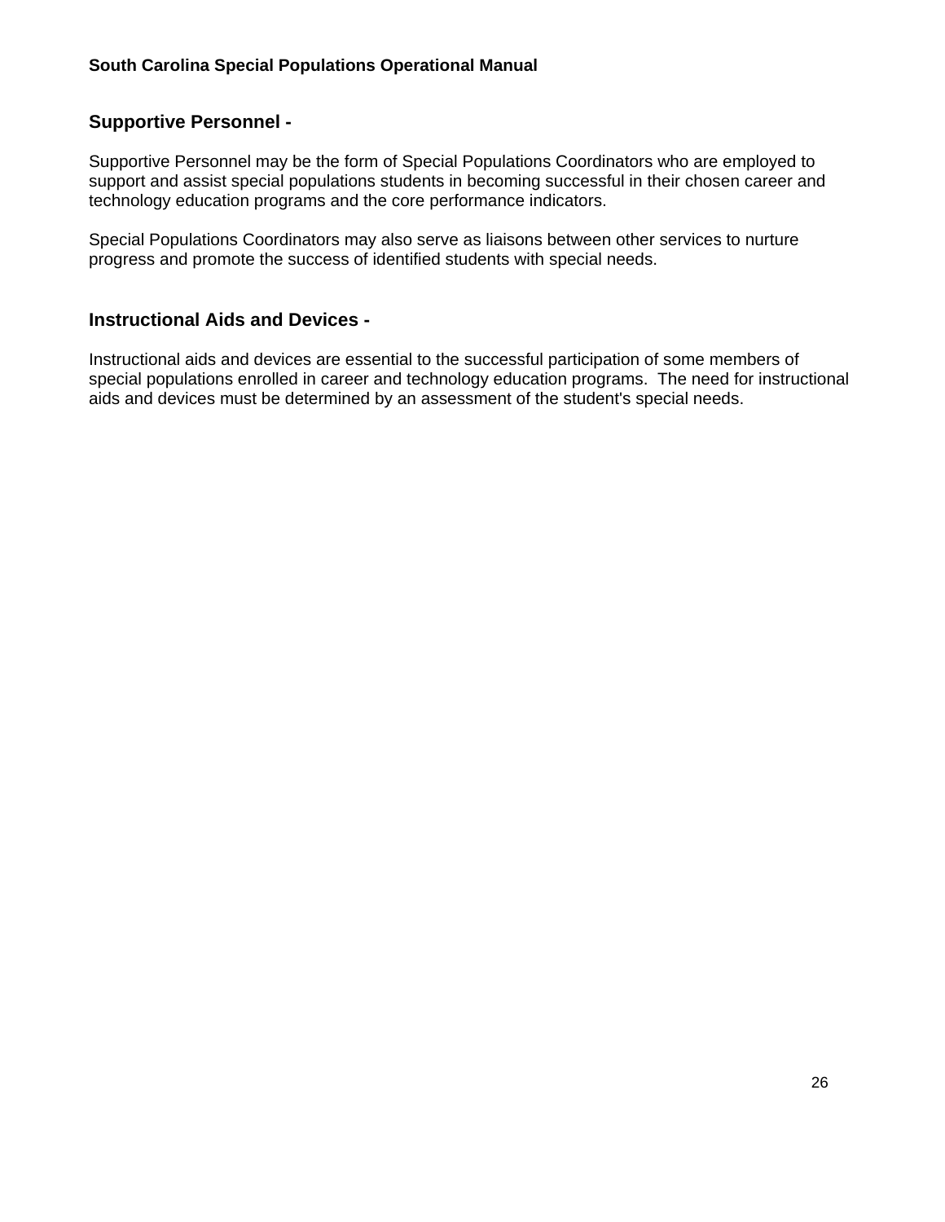## Supportive Personnel -

Supportive Personnel may be the form of Special Populations Coordinators who are employed to support and assist special populations students in becoming successful in their chosen career and technology education programs and the core performance indicators.

Special Populations Coordinators may also serve as liaisons between other services to nurture progress and promote the success of identified students with special needs.

## Instructional Aids and Devices -

Instructional aids and devices are essential to the successful participation of some members of special populations enrolled in career and technology education programs. The need for instructional aids and devices must be determined by an assessment of the student's special needs.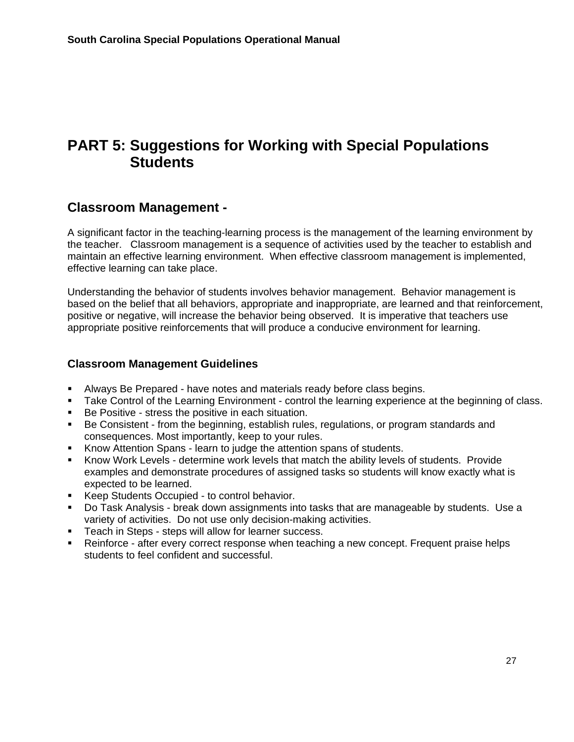# PART 5: Suggestions for Working with Special Populations Students

## Classroom Management -

A significant factor in the teaching-learning process is the management of the learning environment by the teacher. Classroom management is a sequence of activities used by the teacher to establish and maintain an effective learning environment. When effective classroom management is implemented, effective learning can take place.

Understanding the behavior of students involves behavior management. Behavior management is based on the belief that all behaviors, appropriate and inappropriate, are learned and that reinforcement, positive or negative, will increase the behavior being observed. It is imperative that teachers use appropriate positive reinforcements that will produce a conducive environment for learning.

### Classroom Management Guidelines

- Always Be Prepared - have notes and materials ready before class begins.
- Take Control of the Learning Environment - control the learning experience at the beginning of class.
- Be Positive - stress the positive in each situation.
- Be Consistent - from the beginning, establish rules, regulations, or program standards and consequences. Most importantly, keep to your rules.
- Know Attention Spans - learn to judge the attention spans of students.
- Know Work Levels - determine work levels that match the ability levels of students. Provide examples and demonstrate procedures of assigned tasks so students will know exactly what is expected to be learned.
- Keep Students Occupied - to control behavior.
- Do Task Analysis - break down assignments into tasks that are manageable by students. Use a variety of activities. Do not use only decision-making activities.
- Teach in Steps - steps will allow for learner success.
- Reinforce - after every correct response when teaching a new concept. Frequent praise helps students to feel confident and successful.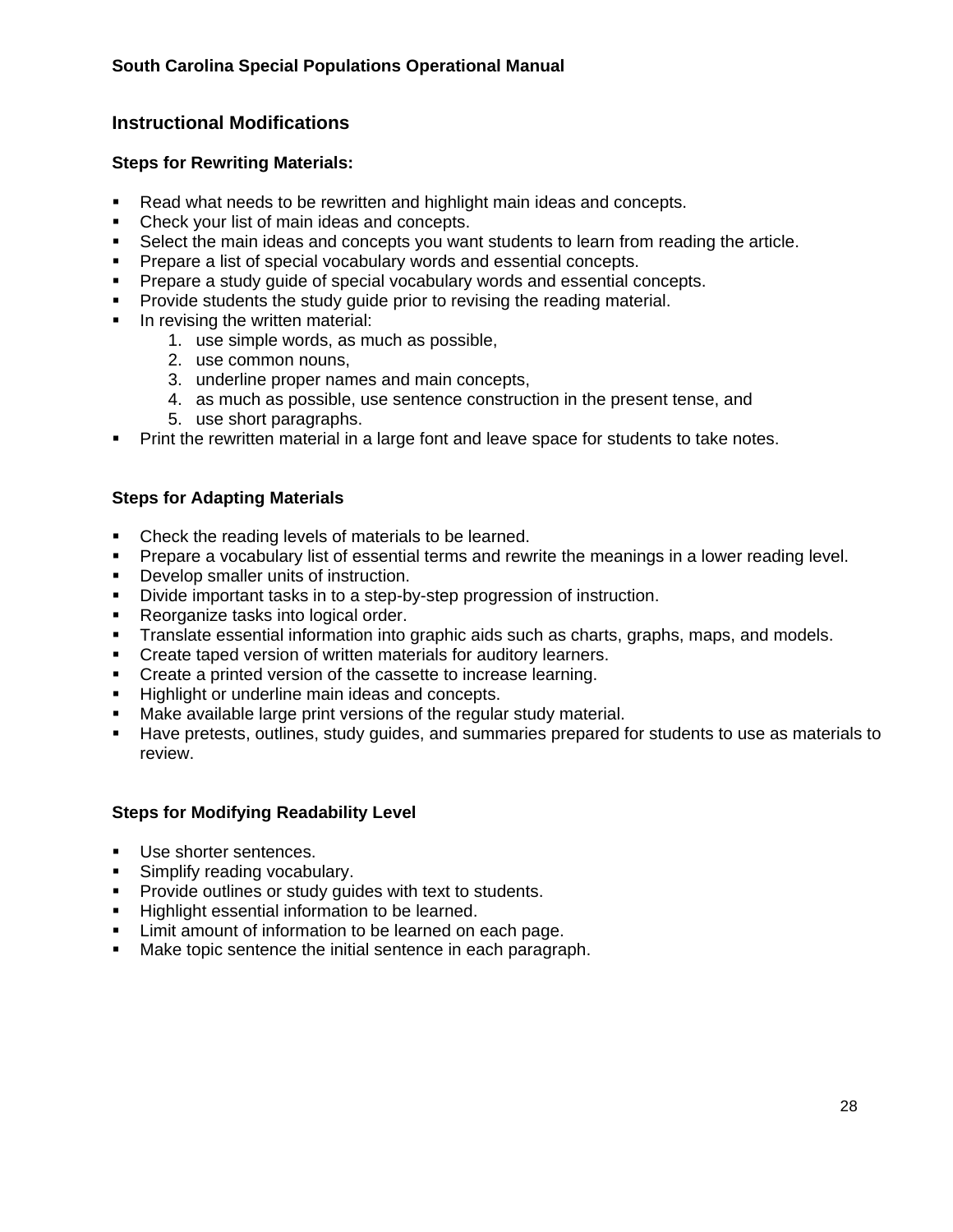## Instructional Modifications

### Steps for Rewriting Materials:

- Read what needs to be rewritten and highlight main ideas and concepts.
- Check your list of main ideas and concepts.
- Select the main ideas and concepts you want students to learn from reading the article.
- Prepare a list of special vocabulary words and essential concepts.
- Prepare a study guide of special vocabulary words and essential concepts.
- Provide students the study guide prior to revising the reading material.
- In revising the written material:
  1. use simple words, as much as possible,
  2. use common nouns,
  3. underline proper names and main concepts,
  4. as much as possible, use sentence construction in the present tense, and
  5. use short paragraphs.
- Print the rewritten material in a large font and leave space for students to take notes.

### Steps for Adapting Materials

- Check the reading levels of materials to be learned.
- Prepare a vocabulary list of essential terms and rewrite the meanings in a lower reading level.
- Develop smaller units of instruction.
- Divide important tasks in to a step-by-step progression of instruction.
- Reorganize tasks into logical order.
- Translate essential information into graphic aids such as charts, graphs, maps, and models.
- Create taped version of written materials for auditory learners.
- Create a printed version of the cassette to increase learning.
- Highlight or underline main ideas and concepts.
- Make available large print versions of the regular study material.
- Have pretests, outlines, study guides, and summaries prepared for students to use as materials to review.

### Steps for Modifying Readability Level

- Use shorter sentences.
- Simplify reading vocabulary.
- Provide outlines or study guides with text to students.
- Highlight essential information to be learned.
- Limit amount of information to be learned on each page.
- Make topic sentence the initial sentence in each paragraph.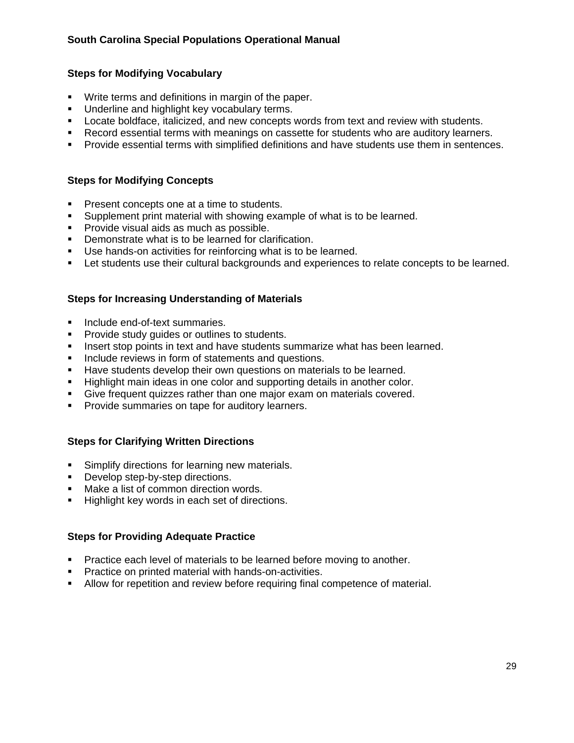### Steps for Modifying Vocabulary

- Write terms and definitions in margin of the paper.
- Underline and highlight key vocabulary terms.
- Locate boldface, italicized, and new concepts words from text and review with students.
- Record essential terms with meanings on cassette for students who are auditory learners.
- Provide essential terms with simplified definitions and have students use them in sentences.

### Steps for Modifying Concepts

- Present concepts one at a time to students.
- Supplement print material with showing example of what is to be learned.
- Provide visual aids as much as possible.
- Demonstrate what is to be learned for clarification.
- Use hands-on activities for reinforcing what is to be learned.
- Let students use their cultural backgrounds and experiences to relate concepts to be learned.

### Steps for Increasing Understanding of Materials

- Include end-of-text summaries.
- Provide study guides or outlines to students.
- Insert stop points in text and have students summarize what has been learned.
- Include reviews in form of statements and questions.
- Have students develop their own questions on materials to be learned.
- Highlight main ideas in one color and supporting details in another color.
- Give frequent quizzes rather than one major exam on materials covered.
- Provide summaries on tape for auditory learners.

### Steps for Clarifying Written Directions

- Simplify directions for learning new materials.
- Develop step-by-step directions.
- Make a list of common direction words.
- Highlight key words in each set of directions.

### Steps for Providing Adequate Practice

- Practice each level of materials to be learned before moving to another.
- Practice on printed material with hands-on-activities.
- Allow for repetition and review before requiring final competence of material.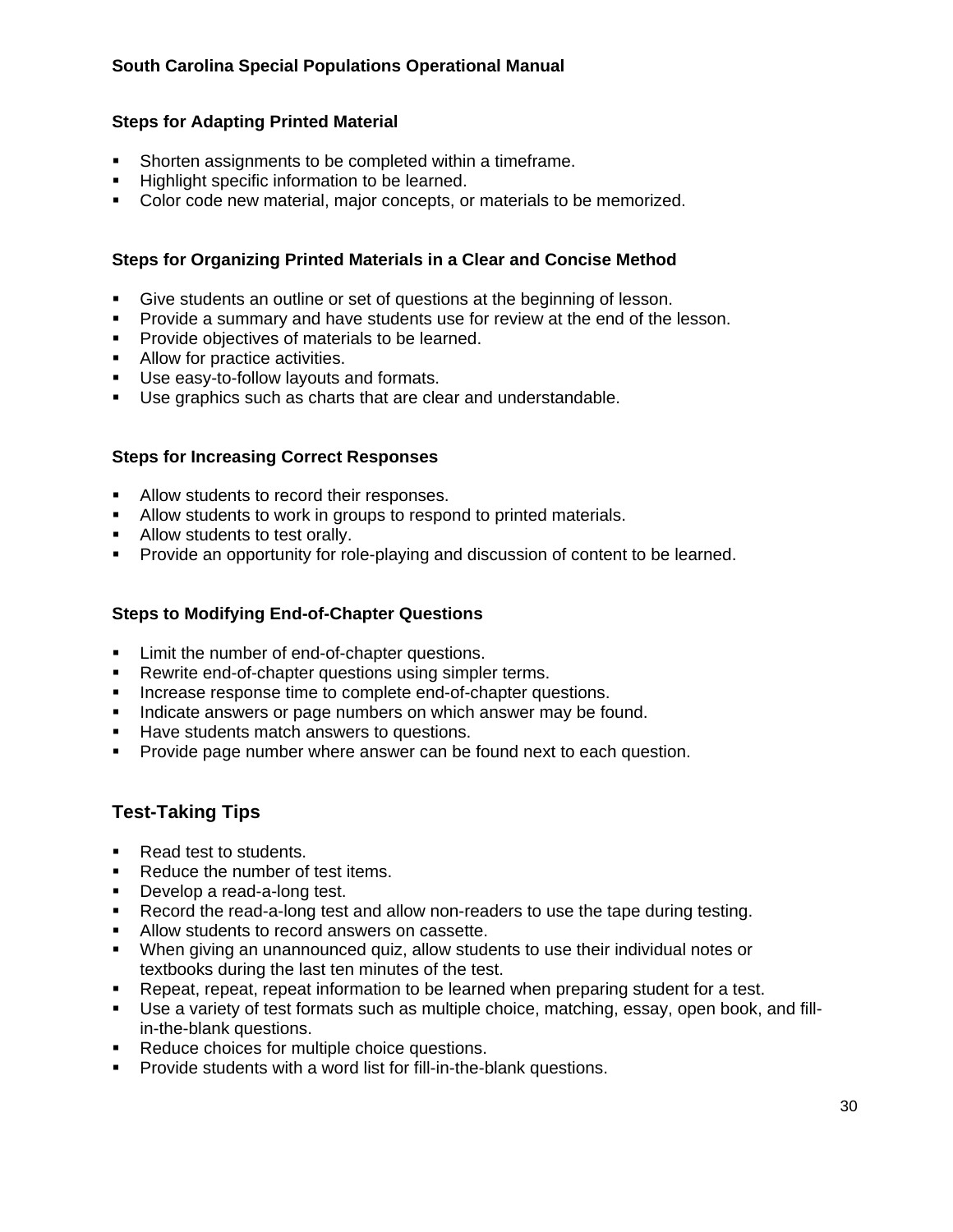### Steps for Adapting Printed Material

- Shorten assignments to be completed within a timeframe.
- Highlight specific information to be learned.
- Color code new material, major concepts, or materials to be memorized.

### Steps for Organizing Printed Materials in a Clear and Concise Method

- Give students an outline or set of questions at the beginning of lesson.
- Provide a summary and have students use for review at the end of the lesson.
- Provide objectives of materials to be learned.
- Allow for practice activities.
- Use easy-to-follow layouts and formats.
- Use graphics such as charts that are clear and understandable.

### Steps for Increasing Correct Responses

- Allow students to record their responses.
- Allow students to work in groups to respond to printed materials.
- Allow students to test orally.
- Provide an opportunity for role-playing and discussion of content to be learned.

### Steps to Modifying End-of-Chapter Questions

- Limit the number of end-of-chapter questions.
- Rewrite end-of-chapter questions using simpler terms.
- Increase response time to complete end-of-chapter questions.
- Indicate answers or page numbers on which answer may be found.
- Have students match answers to questions.
- Provide page number where answer can be found next to each question.

## Test-Taking Tips

- Read test to students.
- Reduce the number of test items.
- Develop a read-a-long test.
- Record the read-a-long test and allow non-readers to use the tape during testing.
- Allow students to record answers on cassette.
- When giving an unannounced quiz, allow students to use their individual notes or textbooks during the last ten minutes of the test.
- Repeat, repeat, repeat information to be learned when preparing student for a test.
- Use a variety of test formats such as multiple choice, matching, essay, open book, and fill-in-the-blank questions.
- Reduce choices for multiple choice questions.
- Provide students with a word list for fill-in-the-blank questions.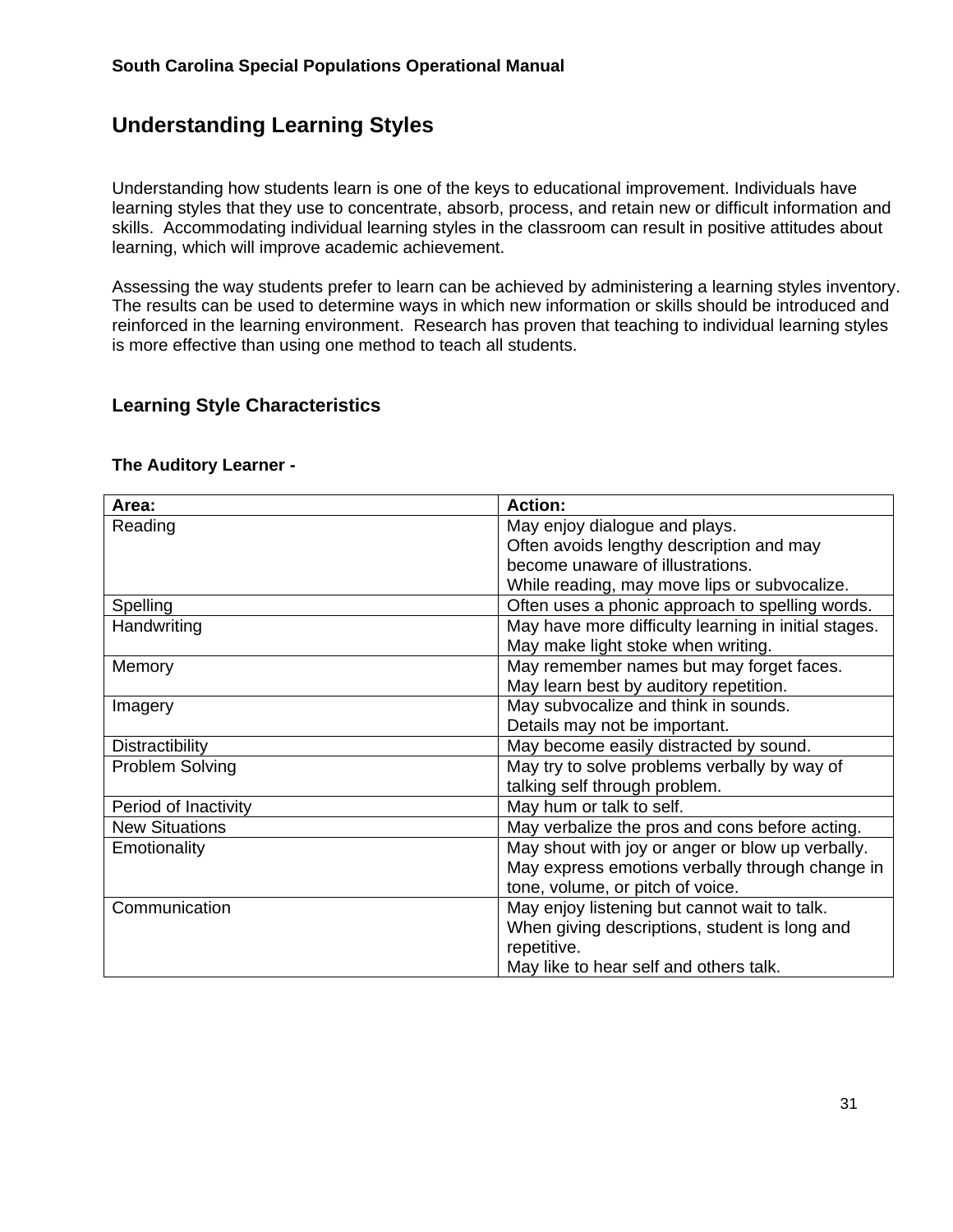## Understanding Learning Styles

Understanding how students learn is one of the keys to educational improvement. Individuals have learning styles that they use to concentrate, absorb, process, and retain new or difficult information and skills. Accommodating individual learning styles in the classroom can result in positive attitudes about learning, which will improve academic achievement.

Assessing the way students prefer to learn can be achieved by administering a learning styles inventory. The results can be used to determine ways in which new information or skills should be introduced and reinforced in the learning environment. Research has proven that teaching to individual learning styles is more effective than using one method to teach all students.

### Learning Style Characteristics

#### The Auditory Learner -

| Area: | Action: |
|---|---|
| Reading | May enjoy dialogue and plays.<br>Often avoids lengthy description and may become unaware of illustrations.<br>While reading, may move lips or subvocalize. |
| Spelling | Often uses a phonic approach to spelling words. |
| Handwriting | May have more difficulty learning in initial stages.<br>May make light stoke when writing. |
| Memory | May remember names but may forget faces.<br>May learn best by auditory repetition. |
| Imagery | May subvocalize and think in sounds.<br>Details may not be important. |
| Distractibility | May become easily distracted by sound. |
| Problem Solving | May try to solve problems verbally by way of talking self through problem. |
| Period of Inactivity | May hum or talk to self. |
| New Situations | May verbalize the pros and cons before acting. |
| Emotionality | May shout with joy or anger or blow up verbally.<br>May express emotions verbally through change in tone, volume, or pitch of voice. |
| Communication | May enjoy listening but cannot wait to talk.<br>When giving descriptions, student is long and repetitive.<br>May like to hear self and others talk. |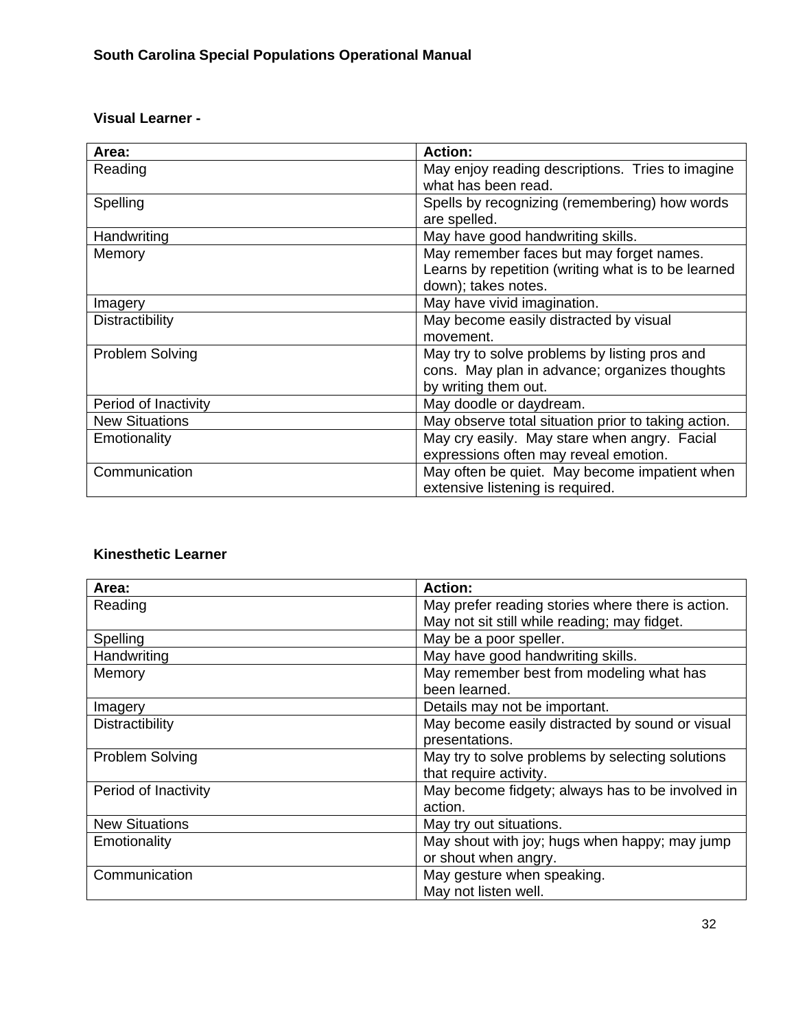### Visual Learner -

| Area: | Action: |
|---|---|
| Reading | May enjoy reading descriptions. Tries to imagine what has been read. |
| Spelling | Spells by recognizing (remembering) how words are spelled. |
| Handwriting | May have good handwriting skills. |
| Memory | May remember faces but may forget names. Learns by repetition (writing what is to be learned down); takes notes. |
| Imagery | May have vivid imagination. |
| Distractibility | May become easily distracted by visual movement. |
| Problem Solving | May try to solve problems by listing pros and cons. May plan in advance; organizes thoughts by writing them out. |
| Period of Inactivity | May doodle or daydream. |
| New Situations | May observe total situation prior to taking action. |
| Emotionality | May cry easily. May stare when angry. Facial expressions often may reveal emotion. |
| Communication | May often be quiet. May become impatient when extensive listening is required. |

### Kinesthetic Learner

| Area: | Action: |
|---|---|
| Reading | May prefer reading stories where there is action. May not sit still while reading; may fidget. |
| Spelling | May be a poor speller. |
| Handwriting | May have good handwriting skills. |
| Memory | May remember best from modeling what has been learned. |
| Imagery | Details may not be important. |
| Distractibility | May become easily distracted by sound or visual presentations. |
| Problem Solving | May try to solve problems by selecting solutions that require activity. |
| Period of Inactivity | May become fidgety; always has to be involved in action. |
| New Situations | May try out situations. |
| Emotionality | May shout with joy; hugs when happy; may jump or shout when angry. |
| Communication | May gesture when speaking. May not listen well. |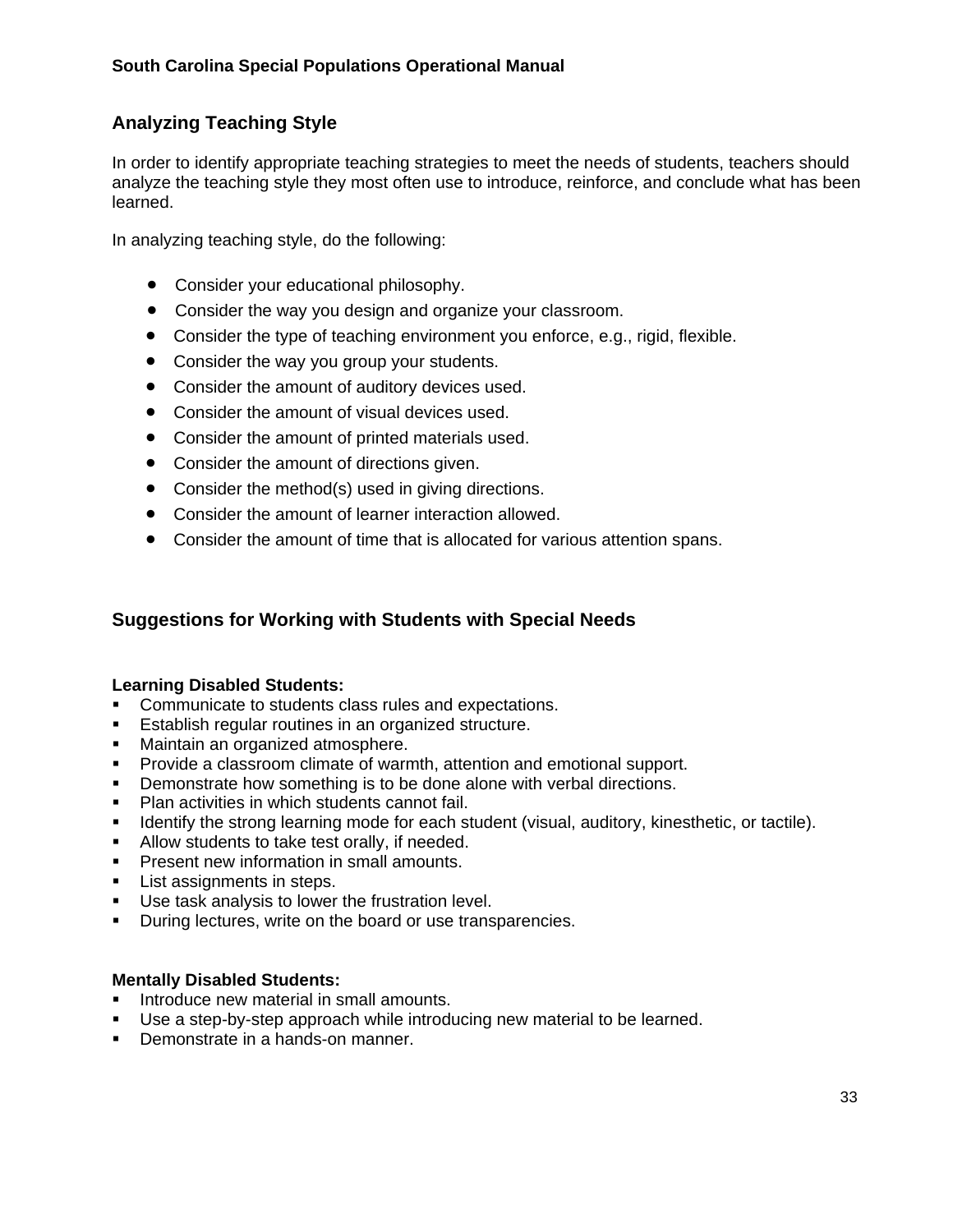## Analyzing Teaching Style

In order to identify appropriate teaching strategies to meet the needs of students, teachers should analyze the teaching style they most often use to introduce, reinforce, and conclude what has been learned.

In analyzing teaching style, do the following:

- Consider your educational philosophy.
- Consider the way you design and organize your classroom.
- Consider the type of teaching environment you enforce, e.g., rigid, flexible.
- Consider the way you group your students.
- Consider the amount of auditory devices used.
- Consider the amount of visual devices used.
- Consider the amount of printed materials used.
- Consider the amount of directions given.
- Consider the method(s) used in giving directions.
- Consider the amount of learner interaction allowed.
- Consider the amount of time that is allocated for various attention spans.

## Suggestions for Working with Students with Special Needs

**Learning Disabled Students:**

- Communicate to students class rules and expectations.
- Establish regular routines in an organized structure.
- Maintain an organized atmosphere.
- Provide a classroom climate of warmth, attention and emotional support.
- Demonstrate how something is to be done alone with verbal directions.
- Plan activities in which students cannot fail.
- Identify the strong learning mode for each student (visual, auditory, kinesthetic, or tactile).
- Allow students to take test orally, if needed.
- Present new information in small amounts.
- List assignments in steps.
- Use task analysis to lower the frustration level.
- During lectures, write on the board or use transparencies.

**Mentally Disabled Students:**

- Introduce new material in small amounts.
- Use a step-by-step approach while introducing new material to be learned.
- Demonstrate in a hands-on manner.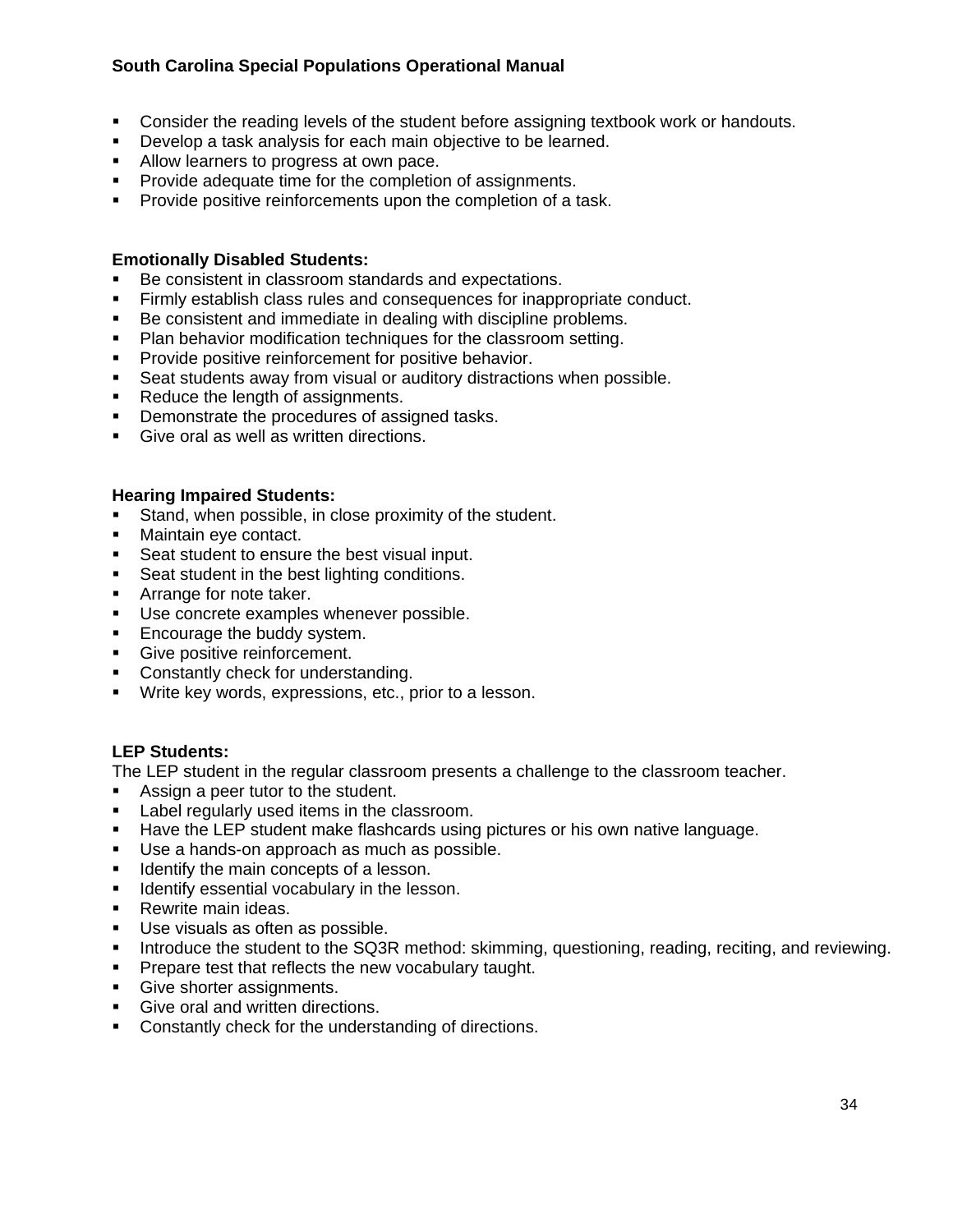- Consider the reading levels of the student before assigning textbook work or handouts.
- Develop a task analysis for each main objective to be learned.
- Allow learners to progress at own pace.
- Provide adequate time for the completion of assignments.
- Provide positive reinforcements upon the completion of a task.

**Emotionally Disabled Students:**

- Be consistent in classroom standards and expectations.
- Firmly establish class rules and consequences for inappropriate conduct.
- Be consistent and immediate in dealing with discipline problems.
- Plan behavior modification techniques for the classroom setting.
- Provide positive reinforcement for positive behavior.
- Seat students away from visual or auditory distractions when possible.
- Reduce the length of assignments.
- Demonstrate the procedures of assigned tasks.
- Give oral as well as written directions.

**Hearing Impaired Students:**

- Stand, when possible, in close proximity of the student.
- Maintain eye contact.
- Seat student to ensure the best visual input.
- Seat student in the best lighting conditions.
- Arrange for note taker.
- Use concrete examples whenever possible.
- Encourage the buddy system.
- Give positive reinforcement.
- Constantly check for understanding.
- Write key words, expressions, etc., prior to a lesson.

**LEP Students:**

The LEP student in the regular classroom presents a challenge to the classroom teacher.

- Assign a peer tutor to the student.
- Label regularly used items in the classroom.
- Have the LEP student make flashcards using pictures or his own native language.
- Use a hands-on approach as much as possible.
- Identify the main concepts of a lesson.
- Identify essential vocabulary in the lesson.
- Rewrite main ideas.
- Use visuals as often as possible.
- Introduce the student to the SQ3R method: skimming, questioning, reading, reciting, and reviewing.
- Prepare test that reflects the new vocabulary taught.
- Give shorter assignments.
- Give oral and written directions.
- Constantly check for the understanding of directions.